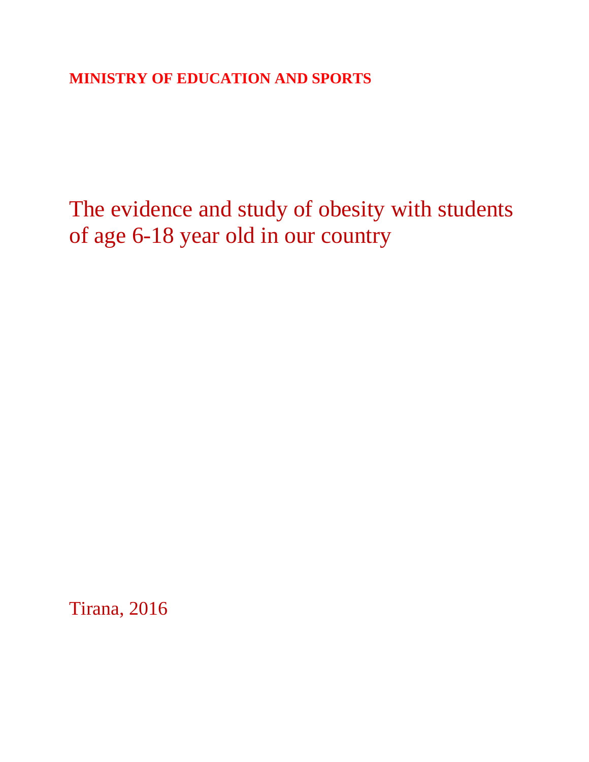**MINISTRY OF EDUCATION AND SPORTS**

# The evidence and study of obesity with students of age 6-18 year old in our country

Tirana, 2016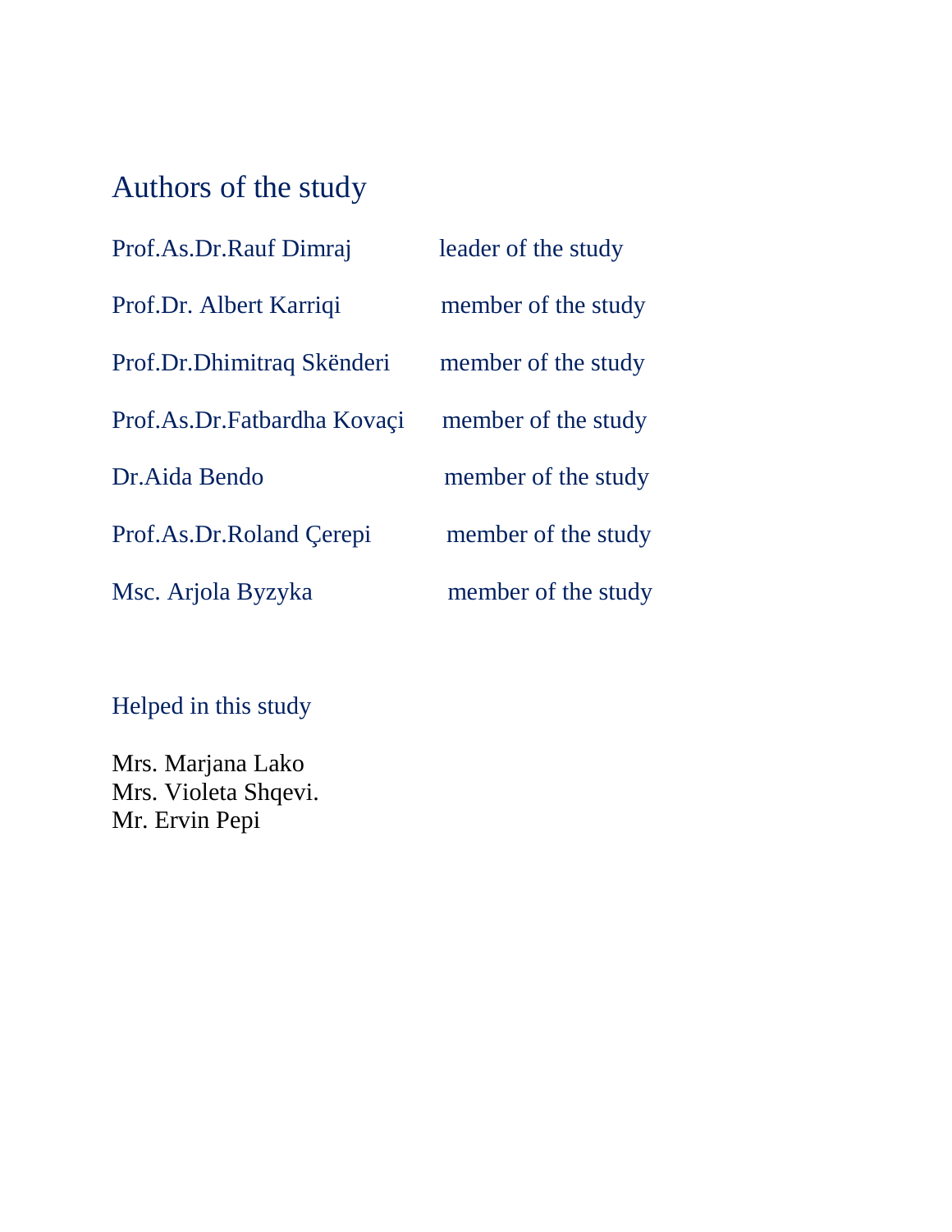## Authors of the study

| | |
|---|---|
| Prof.As.Dr.Rauf Dimraj | leader of the study |
| Prof.Dr. Albert Karriqi | member of the study |
| Prof.Dr.Dhimitraq Skënderi | member of the study |
| Prof.As.Dr.Fatbardha Kovaçi | member of the study |
| Dr.Aida Bendo | member of the study |
| Prof.As.Dr.Roland Çerepi | member of the study |
| Msc. Arjola Byzyka | member of the study |

Helped in this study

Mrs. Marjana Lako
Mrs. Violeta Shqevi.
Mr. Ervin Pepi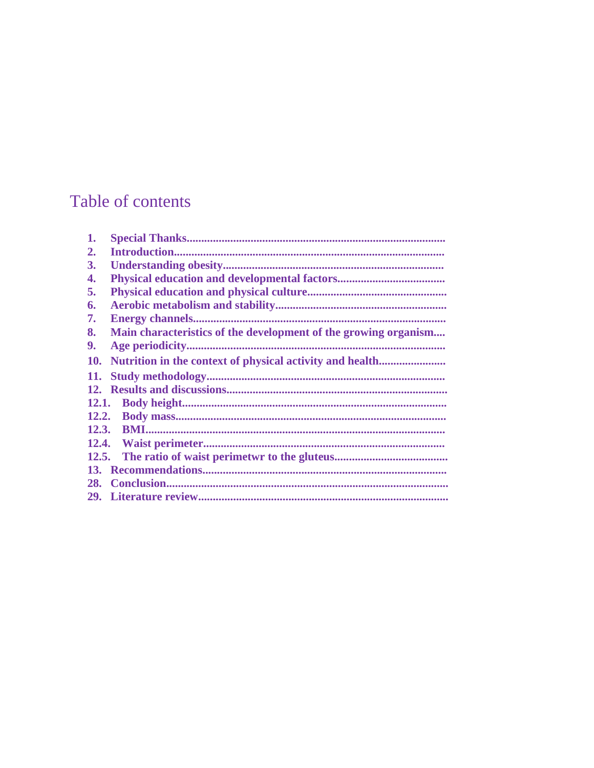# Table of contents

1. **Special Thanks........................................................................................**
2. **Introduction............................................................................................**
3. **Understanding obesity...........................................................................**
4. **Physical education and developmental factors....................................**
5. **Physical education and physical culture................................................**
6. **Aerobic metabolism and stability...........................................................**
7. **Energy channels.......................................................................................**
8. **Main characteristics of the development of the growing organism....**
9. **Age periodicity........................................................................................**
10. **Nutrition in the context of physical activity and health.......................**
11. **Study methodology.................................................................................**
12. **Results and discussions...........................................................................**

    12.1. **Body height.........................................................................................**

    12.2. **Body mass............................................................................................**

    12.3. **BMI.....................................................................................................**

    12.4. **Waist perimeter..................................................................................**

    12.5. **The ratio of waist perimetwr to the gluteus.......................................**

13. **Recommendations...................................................................................**

28. **Conclusion................................................................................................**

29. **Literature review.....................................................................................**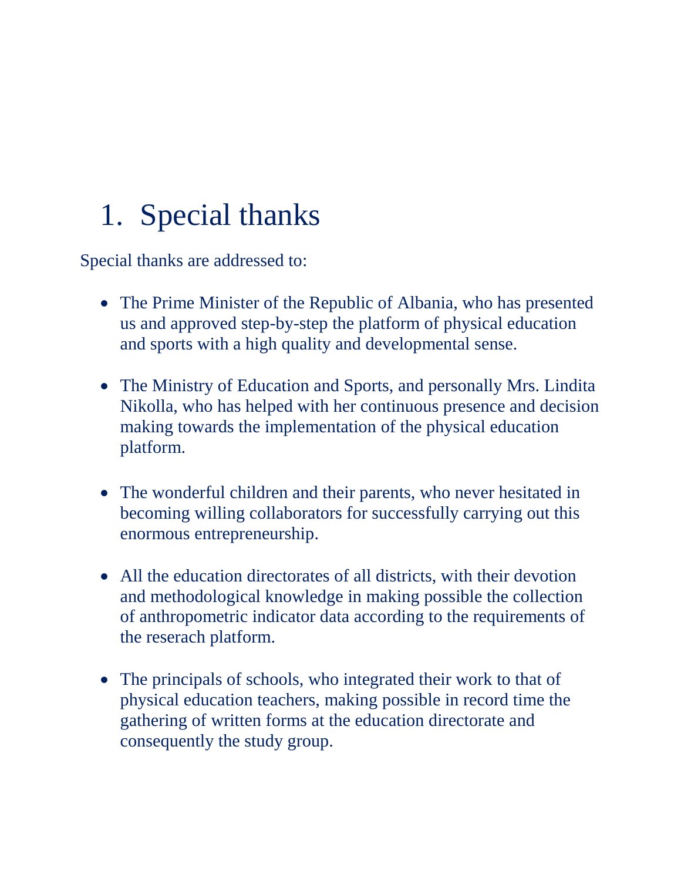# 1. Special thanks

Special thanks are addressed to:

- The Prime Minister of the Republic of Albania, who has presented us and approved step-by-step the platform of physical education and sports with a high quality and developmental sense.

- The Ministry of Education and Sports, and personally Mrs. Lindita Nikolla, who has helped with her continuous presence and decision making towards the implementation of the physical education platform.

- The wonderful children and their parents, who never hesitated in becoming willing collaborators for successfully carrying out this enormous entrepreneurship.

- All the education directorates of all districts, with their devotion and methodological knowledge in making possible the collection of anthropometric indicator data according to the requirements of the reserach platform.

- The principals of schools, who integrated their work to that of physical education teachers, making possible in record time the gathering of written forms at the education directorate and consequently the study group.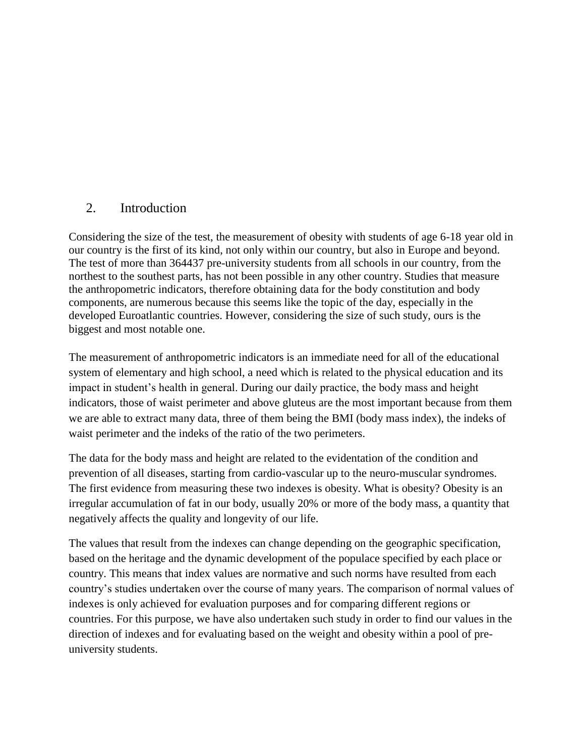## 2. Introduction

Considering the size of the test, the measurement of obesity with students of age 6-18 year old in our country is the first of its kind, not only within our country, but also in Europe and beyond. The test of more than 364437 pre-university students from all schools in our country, from the northest to the southest parts, has not been possible in any other country. Studies that measure the anthropometric indicators, therefore obtaining data for the body constitution and body components, are numerous because this seems like the topic of the day, especially in the developed Euroatlantic countries. However, considering the size of such study, ours is the biggest and most notable one.

The measurement of anthropometric indicators is an immediate need for all of the educational system of elementary and high school, a need which is related to the physical education and its impact in student's health in general. During our daily practice, the body mass and height indicators, those of waist perimeter and above gluteus are the most important because from them we are able to extract many data, three of them being the BMI (body mass index), the indeks of waist perimeter and the indeks of the ratio of the two perimeters.

The data for the body mass and height are related to the evidentation of the condition and prevention of all diseases, starting from cardio-vascular up to the neuro-muscular syndromes. The first evidence from measuring these two indexes is obesity. What is obesity? Obesity is an irregular accumulation of fat in our body, usually 20% or more of the body mass, a quantity that negatively affects the quality and longevity of our life.

The values that result from the indexes can change depending on the geographic specification, based on the heritage and the dynamic development of the populace specified by each place or country. This means that index values are normative and such norms have resulted from each country's studies undertaken over the course of many years. The comparison of normal values of indexes is only achieved for evaluation purposes and for comparing different regions or countries. For this purpose, we have also undertaken such study in order to find our values in the direction of indexes and for evaluating based on the weight and obesity within a pool of pre-university students.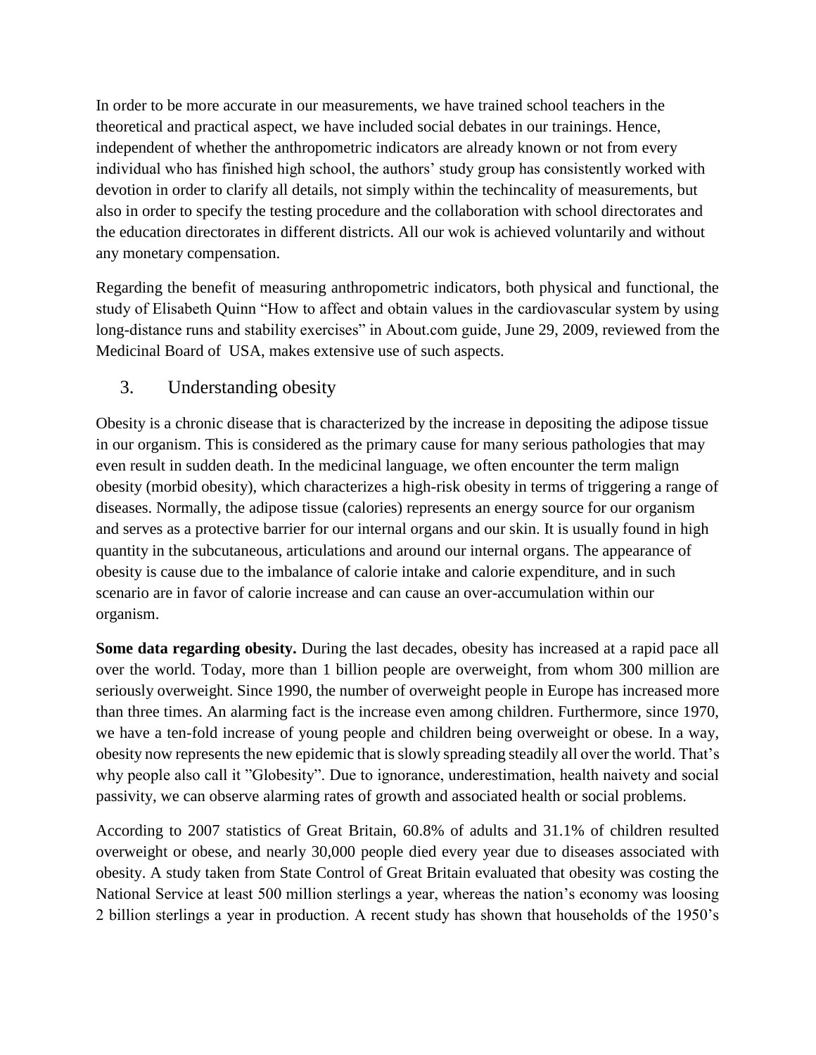In order to be more accurate in our measurements, we have trained school teachers in the theoretical and practical aspect, we have included social debates in our trainings. Hence, independent of whether the anthropometric indicators are already known or not from every individual who has finished high school, the authors' study group has consistently worked with devotion in order to clarify all details, not simply within the techincality of measurements, but also in order to specify the testing procedure and the collaboration with school directorates and the education directorates in different districts. All our wok is achieved voluntarily and without any monetary compensation.

Regarding the benefit of measuring anthropometric indicators, both physical and functional, the study of Elisabeth Quinn "How to affect and obtain values in the cardiovascular system by using long-distance runs and stability exercises" in About.com guide, June 29, 2009, reviewed from the Medicinal Board of USA, makes extensive use of such aspects.

## 3. Understanding obesity

Obesity is a chronic disease that is characterized by the increase in depositing the adipose tissue in our organism. This is considered as the primary cause for many serious pathologies that may even result in sudden death. In the medicinal language, we often encounter the term malign obesity (morbid obesity), which characterizes a high-risk obesity in terms of triggering a range of diseases. Normally, the adipose tissue (calories) represents an energy source for our organism and serves as a protective barrier for our internal organs and our skin. It is usually found in high quantity in the subcutaneous, articulations and around our internal organs. The appearance of obesity is cause due to the imbalance of calorie intake and calorie expenditure, and in such scenario are in favor of calorie increase and can cause an over-accumulation within our organism.

**Some data regarding obesity.** During the last decades, obesity has increased at a rapid pace all over the world. Today, more than 1 billion people are overweight, from whom 300 million are seriously overweight. Since 1990, the number of overweight people in Europe has increased more than three times. An alarming fact is the increase even among children. Furthermore, since 1970, we have a ten-fold increase of young people and children being overweight or obese. In a way, obesity now represents the new epidemic that is slowly spreading steadily all over the world. That's why people also call it "Globesity". Due to ignorance, underestimation, health naivety and social passivity, we can observe alarming rates of growth and associated health or social problems.

According to 2007 statistics of Great Britain, 60.8% of adults and 31.1% of children resulted overweight or obese, and nearly 30,000 people died every year due to diseases associated with obesity. A study taken from State Control of Great Britain evaluated that obesity was costing the National Service at least 500 million sterlings a year, whereas the nation's economy was loosing 2 billion sterlings a year in production. A recent study has shown that households of the 1950's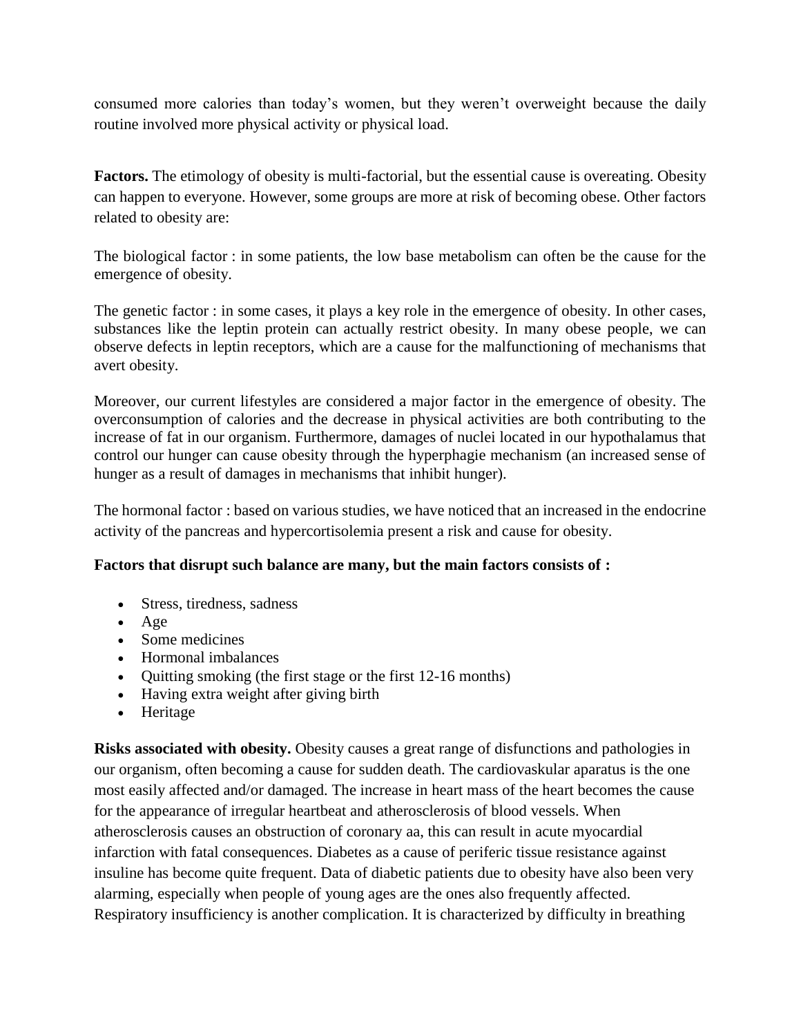consumed more calories than today's women, but they weren't overweight because the daily routine involved more physical activity or physical load.

**Factors.** The etimology of obesity is multi-factorial, but the essential cause is overeating. Obesity can happen to everyone. However, some groups are more at risk of becoming obese. Other factors related to obesity are:

The biological factor : in some patients, the low base metabolism can often be the cause for the emergence of obesity.

The genetic factor : in some cases, it plays a key role in the emergence of obesity. In other cases, substances like the leptin protein can actually restrict obesity. In many obese people, we can observe defects in leptin receptors, which are a cause for the malfunctioning of mechanisms that avert obesity.

Moreover, our current lifestyles are considered a major factor in the emergence of obesity. The overconsumption of calories and the decrease in physical activities are both contributing to the increase of fat in our organism. Furthermore, damages of nuclei located in our hypothalamus that control our hunger can cause obesity through the hyperphagie mechanism (an increased sense of hunger as a result of damages in mechanisms that inhibit hunger).

The hormonal factor : based on various studies, we have noticed that an increased in the endocrine activity of the pancreas and hypercortisolemia present a risk and cause for obesity.

**Factors that disrupt such balance are many, but the main factors consists of :**

- Stress, tiredness, sadness
- Age
- Some medicines
- Hormonal imbalances
- Quitting smoking (the first stage or the first 12-16 months)
- Having extra weight after giving birth
- Heritage

**Risks associated with obesity.** Obesity causes a great range of disfunctions and pathologies in our organism, often becoming a cause for sudden death. The cardiovaskular aparatus is the one most easily affected and/or damaged. The increase in heart mass of the heart becomes the cause for the appearance of irregular heartbeat and atherosclerosis of blood vessels. When atherosclerosis causes an obstruction of coronary aa, this can result in acute myocardial infarction with fatal consequences. Diabetes as a cause of periferic tissue resistance against insuline has become quite frequent. Data of diabetic patients due to obesity have also been very alarming, especially when people of young ages are the ones also frequently affected. Respiratory insufficiency is another complication. It is characterized by difficulty in breathing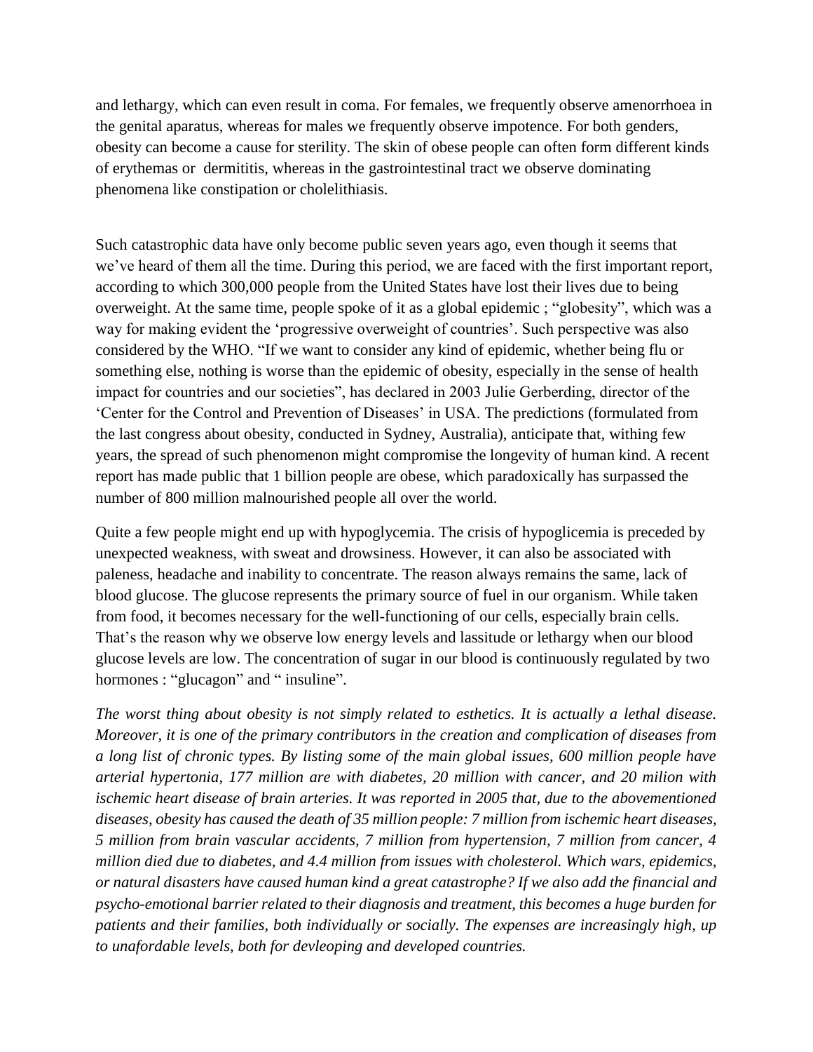and lethargy, which can even result in coma. For females, we frequently observe amenorrhoea in the genital aparatus, whereas for males we frequently observe impotence. For both genders, obesity can become a cause for sterility. The skin of obese people can often form different kinds of erythemas or  dermititis, whereas in the gastrointestinal tract we observe dominating phenomena like constipation or cholelithiasis.

Such catastrophic data have only become public seven years ago, even though it seems that we've heard of them all the time. During this period, we are faced with the first important report, according to which 300,000 people from the United States have lost their lives due to being overweight. At the same time, people spoke of it as a global epidemic ; "globesity", which was a way for making evident the 'progressive overweight of countries'. Such perspective was also considered by the WHO. "If we want to consider any kind of epidemic, whether being flu or something else, nothing is worse than the epidemic of obesity, especially in the sense of health impact for countries and our societies", has declared in 2003 Julie Gerberding, director of the 'Center for the Control and Prevention of Diseases' in USA. The predictions (formulated from the last congress about obesity, conducted in Sydney, Australia), anticipate that, withing few years, the spread of such phenomenon might compromise the longevity of human kind. A recent report has made public that 1 billion people are obese, which paradoxically has surpassed the number of 800 million malnourished people all over the world.

Quite a few people might end up with hypoglycemia. The crisis of hypoglicemia is preceded by unexpected weakness, with sweat and drowsiness. However, it can also be associated with paleness, headache and inability to concentrate. The reason always remains the same, lack of blood glucose. The glucose represents the primary source of fuel in our organism. While taken from food, it becomes necessary for the well-functioning of our cells, especially brain cells. That's the reason why we observe low energy levels and lassitude or lethargy when our blood glucose levels are low. The concentration of sugar in our blood is continuously regulated by two hormones : "glucagon" and " insuline".

*The worst thing about obesity is not simply related to esthetics. It is actually a lethal disease. Moreover, it is one of the primary contributors in the creation and complication of diseases from a long list of chronic types. By listing some of the main global issues, 600 million people have arterial hypertonia, 177 million are with diabetes, 20 million with cancer, and 20 milion with ischemic heart disease of brain arteries. It was reported in 2005 that, due to the abovementioned diseases, obesity has caused the death of 35 million people: 7 million from ischemic heart diseases, 5 million from brain vascular accidents, 7 million from hypertension, 7 million from cancer, 4 million died due to diabetes, and 4.4 million from issues with cholesterol. Which wars, epidemics, or natural disasters have caused human kind a great catastrophe? If we also add the financial and psycho-emotional barrier related to their diagnosis and treatment, this becomes a huge burden for patients and their families, both individually or socially. The expenses are increasingly high, up to unafordable levels, both for devleoping and developed countries.*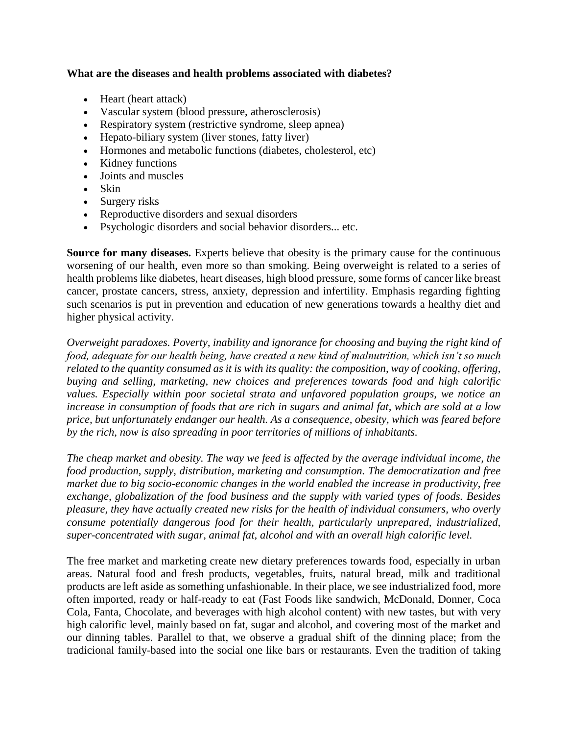**What are the diseases and health problems associated with diabetes?**

- Heart (heart attack)
- Vascular system (blood pressure, atherosclerosis)
- Respiratory system (restrictive syndrome, sleep apnea)
- Hepato-biliary system (liver stones, fatty liver)
- Hormones and metabolic functions (diabetes, cholesterol, etc)
- Kidney functions
- Joints and muscles
- Skin
- Surgery risks
- Reproductive disorders and sexual disorders
- Psychologic disorders and social behavior disorders... etc.

**Source for many diseases.** Experts believe that obesity is the primary cause for the continuous worsening of our health, even more so than smoking. Being overweight is related to a series of health problems like diabetes, heart diseases, high blood pressure, some forms of cancer like breast cancer, prostate cancers, stress, anxiety, depression and infertility. Emphasis regarding fighting such scenarios is put in prevention and education of new generations towards a healthy diet and higher physical activity.

*Overweight paradoxes. Poverty, inability and ignorance for choosing and buying the right kind of food, adequate for our health being, have created a new kind of malnutrition, which isn't so much related to the quantity consumed as it is with its quality: the composition, way of cooking, offering, buying and selling, marketing, new choices and preferences towards food and high calorific values. Especially within poor societal strata and unfavored population groups, we notice an increase in consumption of foods that are rich in sugars and animal fat, which are sold at a low price, but unfortunately endanger our health. As a consequence, obesity, which was feared before by the rich, now is also spreading in poor territories of millions of inhabitants.*

*The cheap market and obesity. The way we feed is affected by the average individual income, the food production, supply, distribution, marketing and consumption. The democratization and free market due to big socio-economic changes in the world enabled the increase in productivity, free exchange, globalization of the food business and the supply with varied types of foods. Besides pleasure, they have actually created new risks for the health of individual consumers, who overly consume potentially dangerous food for their health, particularly unprepared, industrialized, super-concentrated with sugar, animal fat, alcohol and with an overall high calorific level.*

The free market and marketing create new dietary preferences towards food, especially in urban areas. Natural food and fresh products, vegetables, fruits, natural bread, milk and traditional products are left aside as something unfashionable. In their place, we see industrialized food, more often imported, ready or half-ready to eat (Fast Foods like sandwich, McDonald, Donner, Coca Cola, Fanta, Chocolate, and beverages with high alcohol content) with new tastes, but with very high calorific level, mainly based on fat, sugar and alcohol, and covering most of the market and our dinning tables. Parallel to that, we observe a gradual shift of the dinning place; from the tradicional family-based into the social one like bars or restaurants. Even the tradition of taking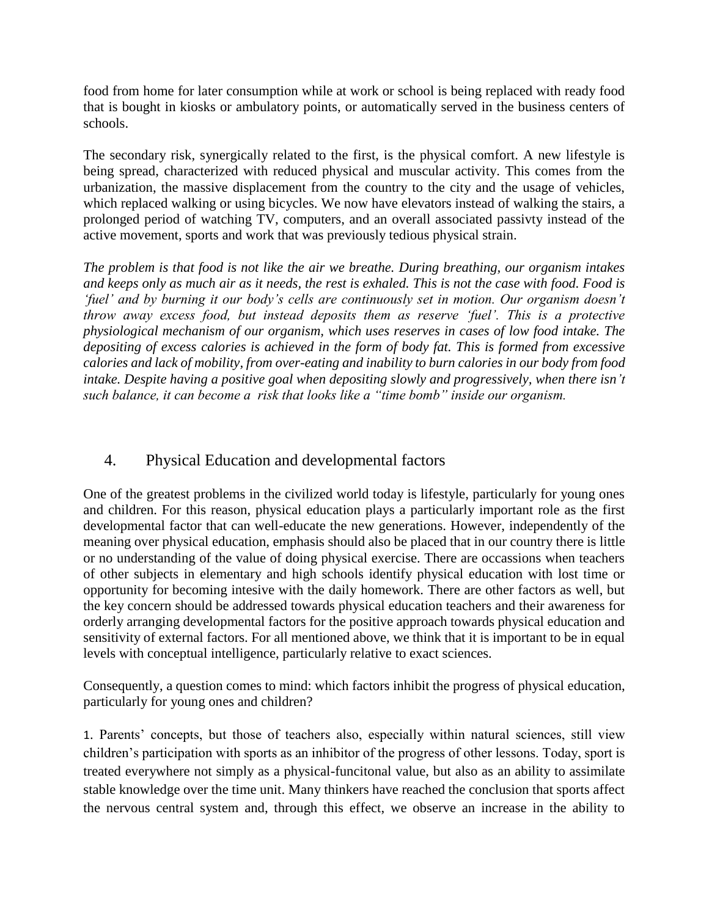food from home for later consumption while at work or school is being replaced with ready food that is bought in kiosks or ambulatory points, or automatically served in the business centers of schools.

The secondary risk, synergically related to the first, is the physical comfort. A new lifestyle is being spread, characterized with reduced physical and muscular activity. This comes from the urbanization, the massive displacement from the country to the city and the usage of vehicles, which replaced walking or using bicycles. We now have elevators instead of walking the stairs, a prolonged period of watching TV, computers, and an overall associated passivty instead of the active movement, sports and work that was previously tedious physical strain.

*The problem is that food is not like the air we breathe. During breathing, our organism intakes and keeps only as much air as it needs, the rest is exhaled. This is not the case with food. Food is 'fuel' and by burning it our body's cells are continuously set in motion. Our organism doesn't throw away excess food, but instead deposits them as reserve 'fuel'. This is a protective physiological mechanism of our organism, which uses reserves in cases of low food intake. The depositing of excess calories is achieved in the form of body fat. This is formed from excessive calories and lack of mobility, from over-eating and inability to burn calories in our body from food intake. Despite having a positive goal when depositing slowly and progressively, when there isn't such balance, it can become a risk that looks like a "time bomb" inside our organism.*

## 4. Physical Education and developmental factors

One of the greatest problems in the civilized world today is lifestyle, particularly for young ones and children. For this reason, physical education plays a particularly important role as the first developmental factor that can well-educate the new generations. However, independently of the meaning over physical education, emphasis should also be placed that in our country there is little or no understanding of the value of doing physical exercise. There are occassions when teachers of other subjects in elementary and high schools identify physical education with lost time or opportunity for becoming intesive with the daily homework. There are other factors as well, but the key concern should be addressed towards physical education teachers and their awareness for orderly arranging developmental factors for the positive approach towards physical education and sensitivity of external factors. For all mentioned above, we think that it is important to be in equal levels with conceptual intelligence, particularly relative to exact sciences.

Consequently, a question comes to mind: which factors inhibit the progress of physical education, particularly for young ones and children?

1. Parents' concepts, but those of teachers also, especially within natural sciences, still view children's participation with sports as an inhibitor of the progress of other lessons. Today, sport is treated everywhere not simply as a physical-funcitonal value, but also as an ability to assimilate stable knowledge over the time unit. Many thinkers have reached the conclusion that sports affect the nervous central system and, through this effect, we observe an increase in the ability to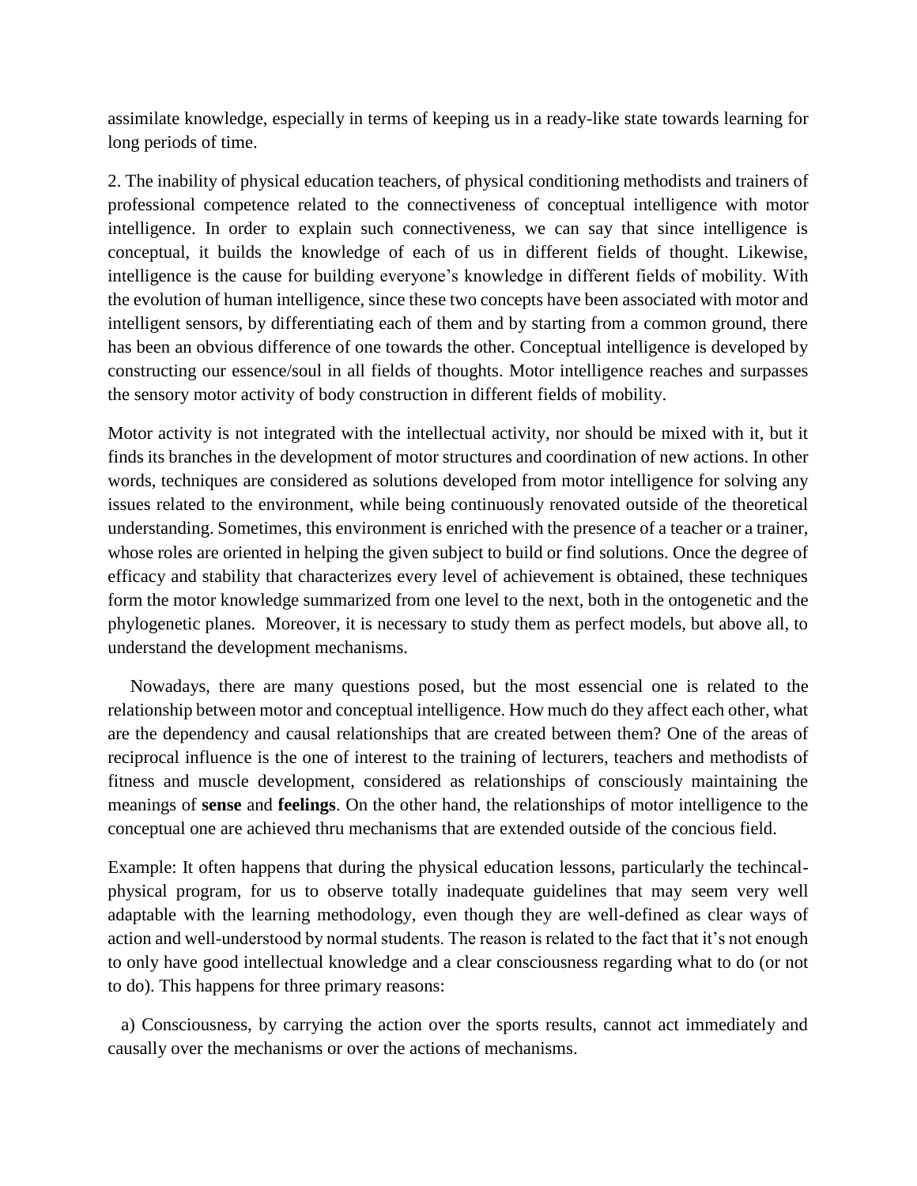assimilate knowledge, especially in terms of keeping us in a ready-like state towards learning for long periods of time.

2. The inability of physical education teachers, of physical conditioning methodists and trainers of professional competence related to the connectiveness of conceptual intelligence with motor intelligence. In order to explain such connectiveness, we can say that since intelligence is conceptual, it builds the knowledge of each of us in different fields of thought. Likewise, intelligence is the cause for building everyone's knowledge in different fields of mobility. With the evolution of human intelligence, since these two concepts have been associated with motor and intelligent sensors, by differentiating each of them and by starting from a common ground, there has been an obvious difference of one towards the other. Conceptual intelligence is developed by constructing our essence/soul in all fields of thoughts. Motor intelligence reaches and surpasses the sensory motor activity of body construction in different fields of mobility.

Motor activity is not integrated with the intellectual activity, nor should be mixed with it, but it finds its branches in the development of motor structures and coordination of new actions. In other words, techniques are considered as solutions developed from motor intelligence for solving any issues related to the environment, while being continuously renovated outside of the theoretical understanding. Sometimes, this environment is enriched with the presence of a teacher or a trainer, whose roles are oriented in helping the given subject to build or find solutions. Once the degree of efficacy and stability that characterizes every level of achievement is obtained, these techniques form the motor knowledge summarized from one level to the next, both in the ontogenetic and the phylogenetic planes. Moreover, it is necessary to study them as perfect models, but above all, to understand the development mechanisms.

Nowadays, there are many questions posed, but the most essencial one is related to the relationship between motor and conceptual intelligence. How much do they affect each other, what are the dependency and causal relationships that are created between them? One of the areas of reciprocal influence is the one of interest to the training of lecturers, teachers and methodists of fitness and muscle development, considered as relationships of consciously maintaining the meanings of **sense** and **feelings**. On the other hand, the relationships of motor intelligence to the conceptual one are achieved thru mechanisms that are extended outside of the concious field.

Example: It often happens that during the physical education lessons, particularly the techincal-physical program, for us to observe totally inadequate guidelines that may seem very well adaptable with the learning methodology, even though they are well-defined as clear ways of action and well-understood by normal students. The reason is related to the fact that it's not enough to only have good intellectual knowledge and a clear consciousness regarding what to do (or not to do). This happens for three primary reasons:

a) Consciousness, by carrying the action over the sports results, cannot act immediately and causally over the mechanisms or over the actions of mechanisms.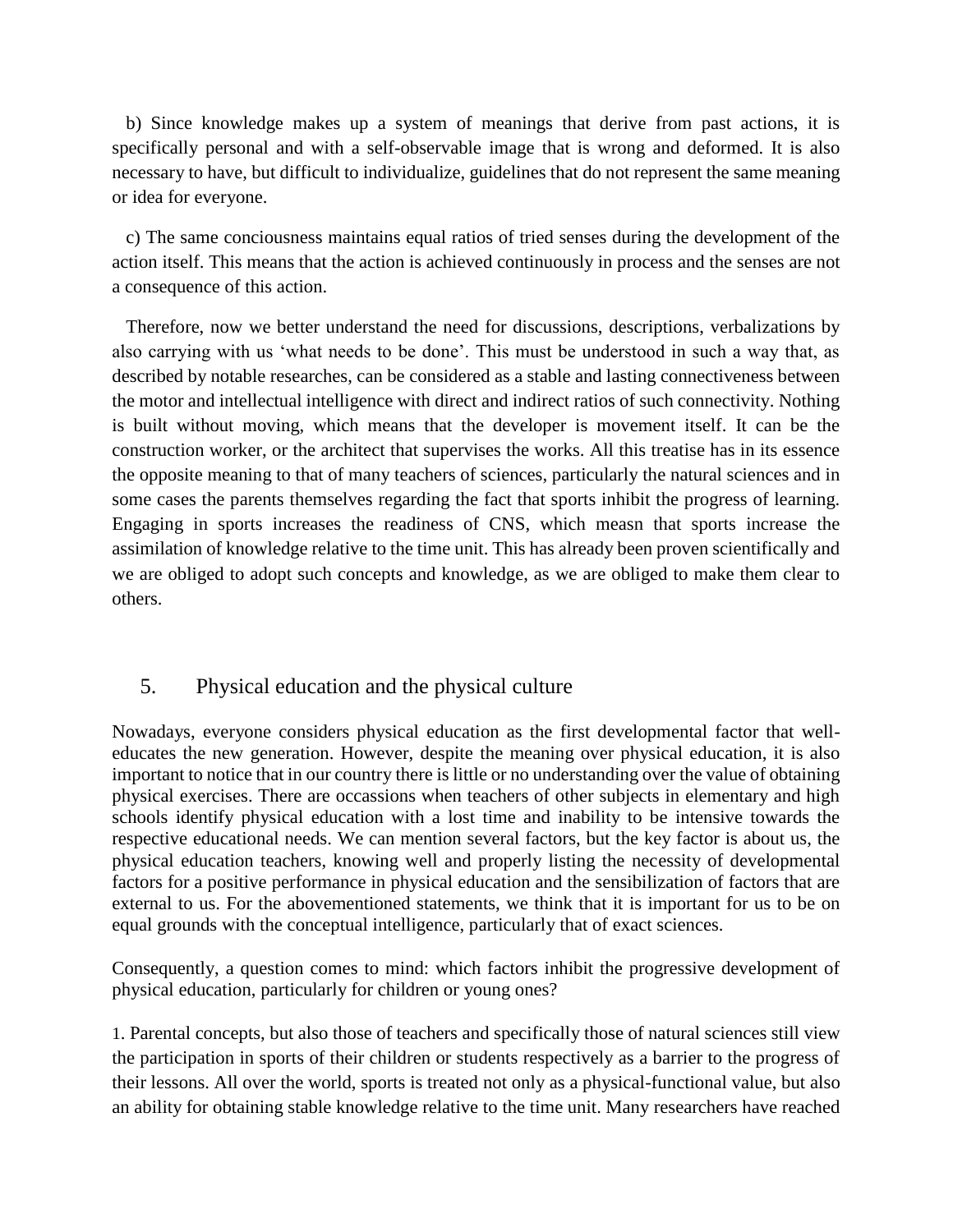b) Since knowledge makes up a system of meanings that derive from past actions, it is specifically personal and with a self-observable image that is wrong and deformed. It is also necessary to have, but difficult to individualize, guidelines that do not represent the same meaning or idea for everyone.

c) The same conciousness maintains equal ratios of tried senses during the development of the action itself. This means that the action is achieved continuously in process and the senses are not a consequence of this action.

Therefore, now we better understand the need for discussions, descriptions, verbalizations by also carrying with us 'what needs to be done'. This must be understood in such a way that, as described by notable researches, can be considered as a stable and lasting connectiveness between the motor and intellectual intelligence with direct and indirect ratios of such connectivity. Nothing is built without moving, which means that the developer is movement itself. It can be the construction worker, or the architect that supervises the works. All this treatise has in its essence the opposite meaning to that of many teachers of sciences, particularly the natural sciences and in some cases the parents themselves regarding the fact that sports inhibit the progress of learning. Engaging in sports increases the readiness of CNS, which measn that sports increase the assimilation of knowledge relative to the time unit. This has already been proven scientifically and we are obliged to adopt such concepts and knowledge, as we are obliged to make them clear to others.

## 5. Physical education and the physical culture

Nowadays, everyone considers physical education as the first developmental factor that well-educates the new generation. However, despite the meaning over physical education, it is also important to notice that in our country there is little or no understanding over the value of obtaining physical exercises. There are occassions when teachers of other subjects in elementary and high schools identify physical education with a lost time and inability to be intensive towards the respective educational needs. We can mention several factors, but the key factor is about us, the physical education teachers, knowing well and properly listing the necessity of developmental factors for a positive performance in physical education and the sensibilization of factors that are external to us. For the abovementioned statements, we think that it is important for us to be on equal grounds with the conceptual intelligence, particularly that of exact sciences.

Consequently, a question comes to mind: which factors inhibit the progressive development of physical education, particularly for children or young ones?

1. Parental concepts, but also those of teachers and specifically those of natural sciences still view the participation in sports of their children or students respectively as a barrier to the progress of their lessons. All over the world, sports is treated not only as a physical-functional value, but also an ability for obtaining stable knowledge relative to the time unit. Many researchers have reached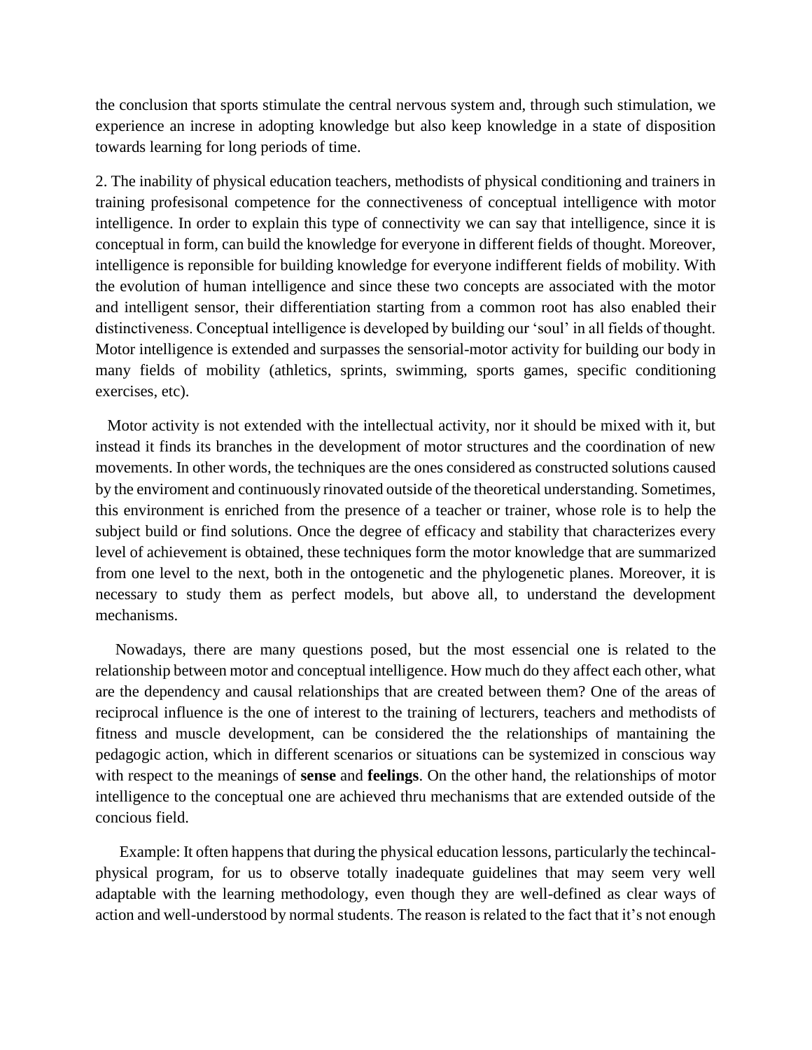the conclusion that sports stimulate the central nervous system and, through such stimulation, we experience an increse in adopting knowledge but also keep knowledge in a state of disposition towards learning for long periods of time.

2. The inability of physical education teachers, methodists of physical conditioning and trainers in training profesisonal competence for the connectiveness of conceptual intelligence with motor intelligence. In order to explain this type of connectivity we can say that intelligence, since it is conceptual in form, can build the knowledge for everyone in different fields of thought. Moreover, intelligence is reponsible for building knowledge for everyone indifferent fields of mobility. With the evolution of human intelligence and since these two concepts are associated with the motor and intelligent sensor, their differentiation starting from a common root has also enabled their distinctiveness. Conceptual intelligence is developed by building our 'soul' in all fields of thought. Motor intelligence is extended and surpasses the sensorial-motor activity for building our body in many fields of mobility (athletics, sprints, swimming, sports games, specific conditioning exercises, etc).

Motor activity is not extended with the intellectual activity, nor it should be mixed with it, but instead it finds its branches in the development of motor structures and the coordination of new movements. In other words, the techniques are the ones considered as constructed solutions caused by the enviroment and continuously rinovated outside of the theoretical understanding. Sometimes, this environment is enriched from the presence of a teacher or trainer, whose role is to help the subject build or find solutions. Once the degree of efficacy and stability that characterizes every level of achievement is obtained, these techniques form the motor knowledge that are summarized from one level to the next, both in the ontogenetic and the phylogenetic planes. Moreover, it is necessary to study them as perfect models, but above all, to understand the development mechanisms.

Nowadays, there are many questions posed, but the most essencial one is related to the relationship between motor and conceptual intelligence. How much do they affect each other, what are the dependency and causal relationships that are created between them? One of the areas of reciprocal influence is the one of interest to the training of lecturers, teachers and methodists of fitness and muscle development, can be considered the the relationships of mantaining the pedagogic action, which in different scenarios or situations can be systemized in conscious way with respect to the meanings of **sense** and **feelings**. On the other hand, the relationships of motor intelligence to the conceptual one are achieved thru mechanisms that are extended outside of the concious field.

Example: It often happens that during the physical education lessons, particularly the techincal-physical program, for us to observe totally inadequate guidelines that may seem very well adaptable with the learning methodology, even though they are well-defined as clear ways of action and well-understood by normal students. The reason is related to the fact that it's not enough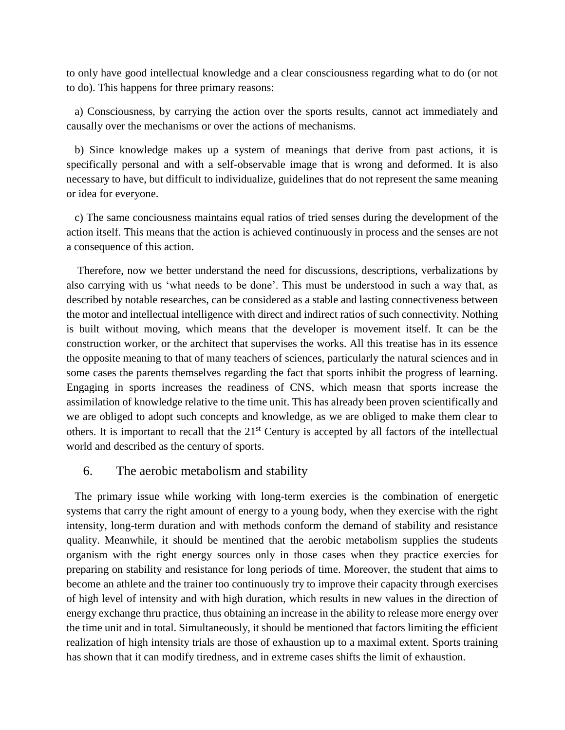to only have good intellectual knowledge and a clear consciousness regarding what to do (or not to do). This happens for three primary reasons:

a) Consciousness, by carrying the action over the sports results, cannot act immediately and causally over the mechanisms or over the actions of mechanisms.

b) Since knowledge makes up a system of meanings that derive from past actions, it is specifically personal and with a self-observable image that is wrong and deformed. It is also necessary to have, but difficult to individualize, guidelines that do not represent the same meaning or idea for everyone.

c) The same conciousness maintains equal ratios of tried senses during the development of the action itself. This means that the action is achieved continuously in process and the senses are not a consequence of this action.

Therefore, now we better understand the need for discussions, descriptions, verbalizations by also carrying with us 'what needs to be done'. This must be understood in such a way that, as described by notable researches, can be considered as a stable and lasting connectiveness between the motor and intellectual intelligence with direct and indirect ratios of such connectivity. Nothing is built without moving, which means that the developer is movement itself. It can be the construction worker, or the architect that supervises the works. All this treatise has in its essence the opposite meaning to that of many teachers of sciences, particularly the natural sciences and in some cases the parents themselves regarding the fact that sports inhibit the progress of learning. Engaging in sports increases the readiness of CNS, which measn that sports increase the assimilation of knowledge relative to the time unit. This has already been proven scientifically and we are obliged to adopt such concepts and knowledge, as we are obliged to make them clear to others. It is important to recall that the 21st Century is accepted by all factors of the intellectual world and described as the century of sports.

## 6. The aerobic metabolism and stability

The primary issue while working with long-term exercies is the combination of energetic systems that carry the right amount of energy to a young body, when they exercise with the right intensity, long-term duration and with methods conform the demand of stability and resistance quality. Meanwhile, it should be mentined that the aerobic metabolism supplies the students organism with the right energy sources only in those cases when they practice exercies for preparing on stability and resistance for long periods of time. Moreover, the student that aims to become an athlete and the trainer too continuously try to improve their capacity through exercises of high level of intensity and with high duration, which results in new values in the direction of energy exchange thru practice, thus obtaining an increase in the ability to release more energy over the time unit and in total. Simultaneously, it should be mentioned that factors limiting the efficient realization of high intensity trials are those of exhaustion up to a maximal extent. Sports training has shown that it can modify tiredness, and in extreme cases shifts the limit of exhaustion.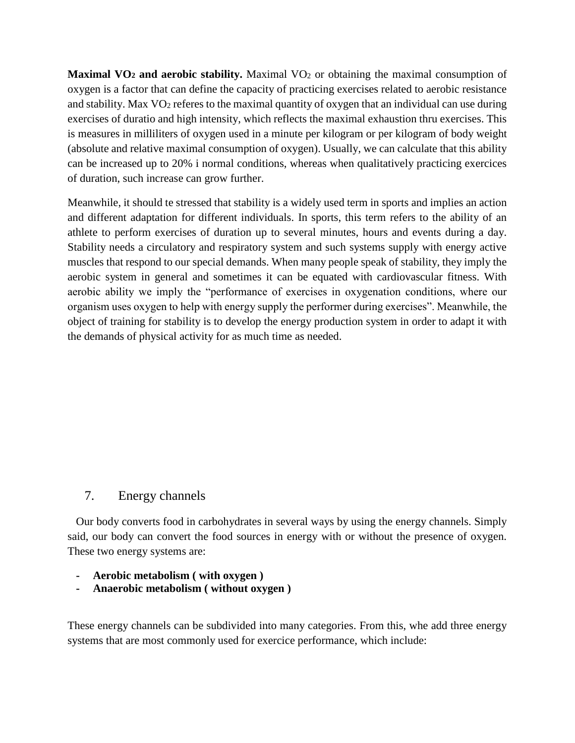**Maximal $VO_2$ and aerobic stability.** Maximal $VO_2$ or obtaining the maximal consumption of oxygen is a factor that can define the capacity of practicing exercises related to aerobic resistance and stability. Max $VO_2$ referes to the maximal quantity of oxygen that an individual can use during exercises of duratio and high intensity, which reflects the maximal exhaustion thru exercises. This is measures in milliliters of oxygen used in a minute per kilogram or per kilogram of body weight (absolute and relative maximal consumption of oxygen). Usually, we can calculate that this ability can be increased up to 20% i normal conditions, whereas when qualitatively practicing exercices of duration, such increase can grow further.

Meanwhile, it should te stressed that stability is a widely used term in sports and implies an action and different adaptation for different individuals. In sports, this term refers to the ability of an athlete to perform exercises of duration up to several minutes, hours and events during a day. Stability needs a circulatory and respiratory system and such systems supply with energy active muscles that respond to our special demands. When many people speak of stability, they imply the aerobic system in general and sometimes it can be equated with cardiovascular fitness. With aerobic ability we imply the "performance of exercises in oxygenation conditions, where our organism uses oxygen to help with energy supply the performer during exercises". Meanwhile, the object of training for stability is to develop the energy production system in order to adapt it with the demands of physical activity for as much time as needed.

## 7. Energy channels

Our body converts food in carbohydrates in several ways by using the energy channels. Simply said, our body can convert the food sources in energy with or without the presence of oxygen. These two energy systems are:

- **Aerobic metabolism ( with oxygen )**
- **Anaerobic metabolism ( without oxygen )**

These energy channels can be subdivided into many categories. From this, whe add three energy systems that are most commonly used for exercice performance, which include: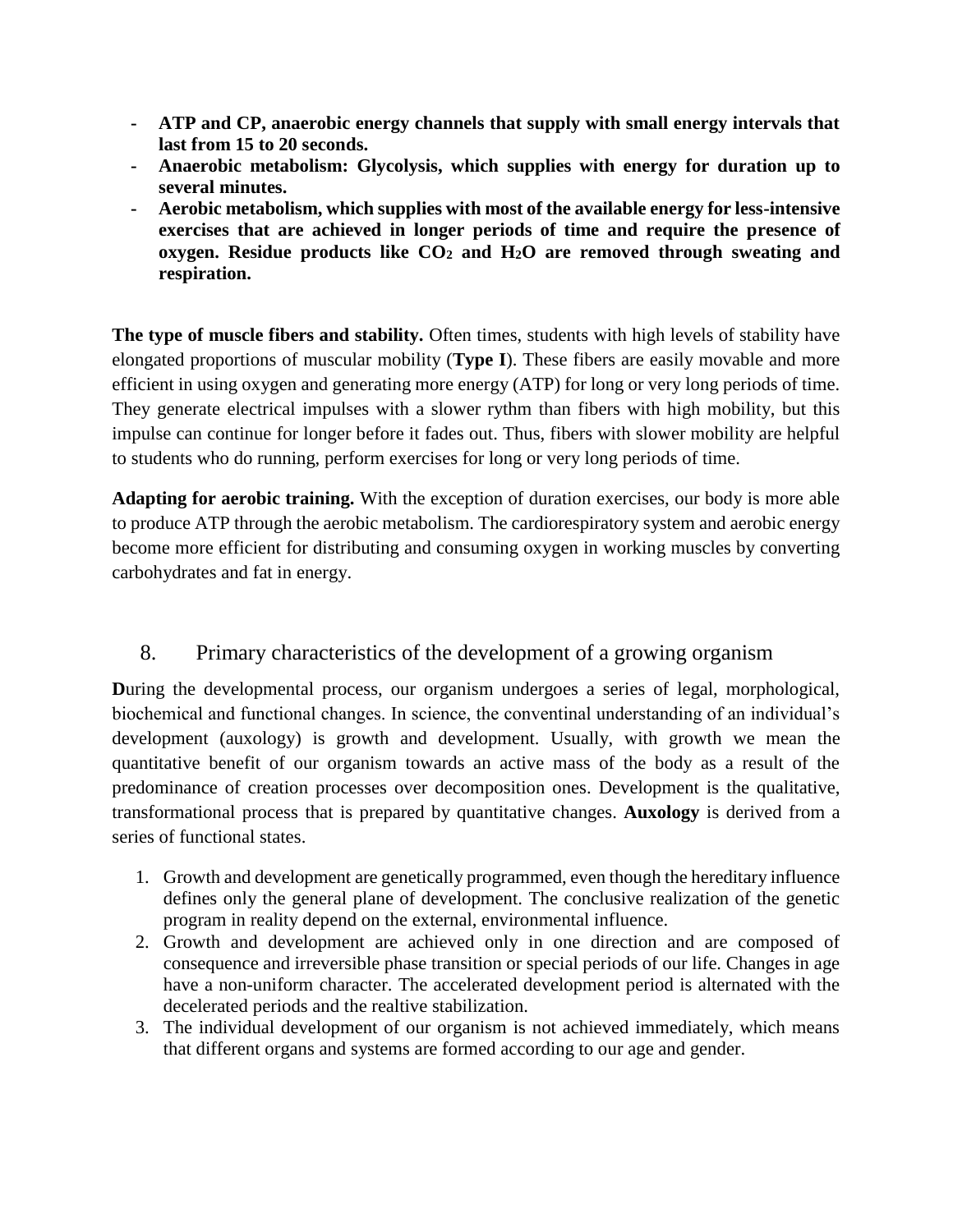- **ATP and CP, anaerobic energy channels that supply with small energy intervals that last from 15 to 20 seconds.**
- **Anaerobic metabolism: Glycolysis, which supplies with energy for duration up to several minutes.**
- **Aerobic metabolism, which supplies with most of the available energy for less-intensive exercises that are achieved in longer periods of time and require the presence of oxygen. Residue products like $CO_2$ and $H_2O$ are removed through sweating and respiration.**

**The type of muscle fibers and stability.** Often times, students with high levels of stability have elongated proportions of muscular mobility (**Type I**). These fibers are easily movable and more efficient in using oxygen and generating more energy (ATP) for long or very long periods of time. They generate electrical impulses with a slower rythm than fibers with high mobility, but this impulse can continue for longer before it fades out. Thus, fibers with slower mobility are helpful to students who do running, perform exercises for long or very long periods of time.

**Adapting for aerobic training.** With the exception of duration exercises, our body is more able to produce ATP through the aerobic metabolism. The cardiorespiratory system and aerobic energy become more efficient for distributing and consuming oxygen in working muscles by converting carbohydrates and fat in energy.

## 8. Primary characteristics of the development of a growing organism

**D**uring the developmental process, our organism undergoes a series of legal, morphological, biochemical and functional changes. In science, the conventinal understanding of an individual's development (auxology) is growth and development. Usually, with growth we mean the quantitative benefit of our organism towards an active mass of the body as a result of the predominance of creation processes over decomposition ones. Development is the qualitative, transformational process that is prepared by quantitative changes. **Auxology** is derived from a series of functional states.

1. Growth and development are genetically programmed, even though the hereditary influence defines only the general plane of development. The conclusive realization of the genetic program in reality depend on the external, environmental influence.
2. Growth and development are achieved only in one direction and are composed of consequence and irreversible phase transition or special periods of our life. Changes in age have a non-uniform character. The accelerated development period is alternated with the decelerated periods and the realtive stabilization.
3. The individual development of our organism is not achieved immediately, which means that different organs and systems are formed according to our age and gender.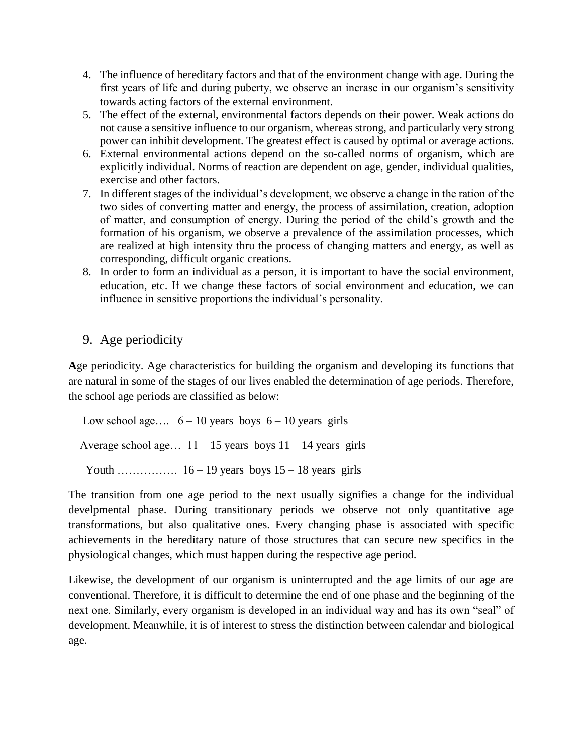4. The influence of hereditary factors and that of the environment change with age. During the first years of life and during puberty, we observe an incrase in our organism's sensitivity towards acting factors of the external environment.
5. The effect of the external, environmental factors depends on their power. Weak actions do not cause a sensitive influence to our organism, whereas strong, and particularly very strong power can inhibit development. The greatest effect is caused by optimal or average actions.
6. External environmental actions depend on the so-called norms of organism, which are explicitly individual. Norms of reaction are dependent on age, gender, individual qualities, exercise and other factors.
7. In different stages of the individual's development, we observe a change in the ration of the two sides of converting matter and energy, the process of assimilation, creation, adoption of matter, and consumption of energy. During the period of the child's growth and the formation of his organism, we observe a prevalence of the assimilation processes, which are realized at high intensity thru the process of changing matters and energy, as well as corresponding, difficult organic creations.
8. In order to form an individual as a person, it is important to have the social environment, education, etc. If we change these factors of social environment and education, we can influence in sensitive proportions the individual's personality.

## 9. Age periodicity

**A**ge periodicity. Age characteristics for building the organism and developing its functions that are natural in some of the stages of our lives enabled the determination of age periods. Therefore, the school age periods are classified as below:

Low school age…. 6 – 10 years boys 6 – 10 years girls

Average school age… 11 – 15 years boys 11 – 14 years girls

Youth ……………. 16 – 19 years boys 15 – 18 years girls

The transition from one age period to the next usually signifies a change for the individual develpmental phase. During transitionary periods we observe not only quantitative age transformations, but also qualitative ones. Every changing phase is associated with specific achievements in the hereditary nature of those structures that can secure new specifics in the physiological changes, which must happen during the respective age period.

Likewise, the development of our organism is uninterrupted and the age limits of our age are conventional. Therefore, it is difficult to determine the end of one phase and the beginning of the next one. Similarly, every organism is developed in an individual way and has its own "seal" of development. Meanwhile, it is of interest to stress the distinction between calendar and biological age.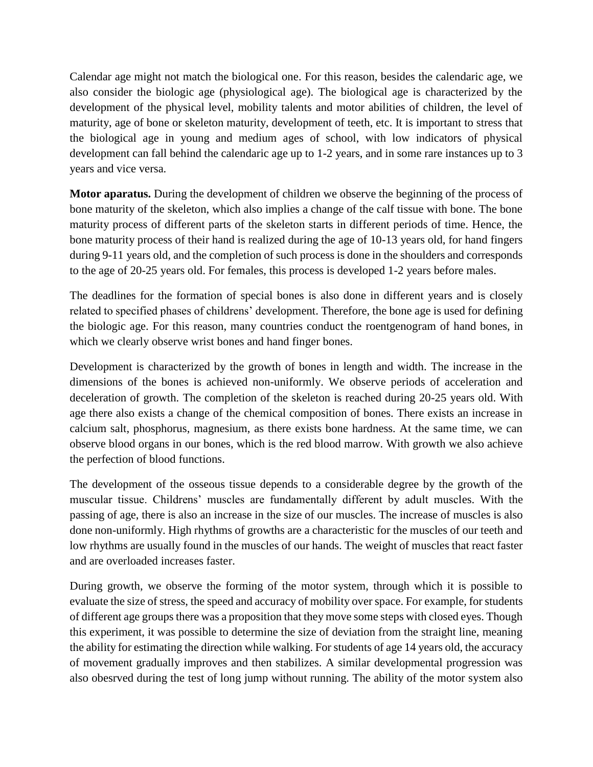Calendar age might not match the biological one. For this reason, besides the calendaric age, we also consider the biologic age (physiological age). The biological age is characterized by the development of the physical level, mobility talents and motor abilities of children, the level of maturity, age of bone or skeleton maturity, development of teeth, etc. It is important to stress that the biological age in young and medium ages of school, with low indicators of physical development can fall behind the calendaric age up to 1-2 years, and in some rare instances up to 3 years and vice versa.

**Motor aparatus.** During the development of children we observe the beginning of the process of bone maturity of the skeleton, which also implies a change of the calf tissue with bone. The bone maturity process of different parts of the skeleton starts in different periods of time. Hence, the bone maturity process of their hand is realized during the age of 10-13 years old, for hand fingers during 9-11 years old, and the completion of such process is done in the shoulders and corresponds to the age of 20-25 years old. For females, this process is developed 1-2 years before males.

The deadlines for the formation of special bones is also done in different years and is closely related to specified phases of childrens' development. Therefore, the bone age is used for defining the biologic age. For this reason, many countries conduct the roentgenogram of hand bones, in which we clearly observe wrist bones and hand finger bones.

Development is characterized by the growth of bones in length and width. The increase in the dimensions of the bones is achieved non-uniformly. We observe periods of acceleration and deceleration of growth. The completion of the skeleton is reached during 20-25 years old. With age there also exists a change of the chemical composition of bones. There exists an increase in calcium salt, phosphorus, magnesium, as there exists bone hardness. At the same time, we can observe blood organs in our bones, which is the red blood marrow. With growth we also achieve the perfection of blood functions.

The development of the osseous tissue depends to a considerable degree by the growth of the muscular tissue. Childrens' muscles are fundamentally different by adult muscles. With the passing of age, there is also an increase in the size of our muscles. The increase of muscles is also done non-uniformly. High rhythms of growths are a characteristic for the muscles of our teeth and low rhythms are usually found in the muscles of our hands. The weight of muscles that react faster and are overloaded increases faster.

During growth, we observe the forming of the motor system, through which it is possible to evaluate the size of stress, the speed and accuracy of mobility over space. For example, for students of different age groups there was a proposition that they move some steps with closed eyes. Though this experiment, it was possible to determine the size of deviation from the straight line, meaning the ability for estimating the direction while walking. For students of age 14 years old, the accuracy of movement gradually improves and then stabilizes. A similar developmental progression was also obesrved during the test of long jump without running. The ability of the motor system also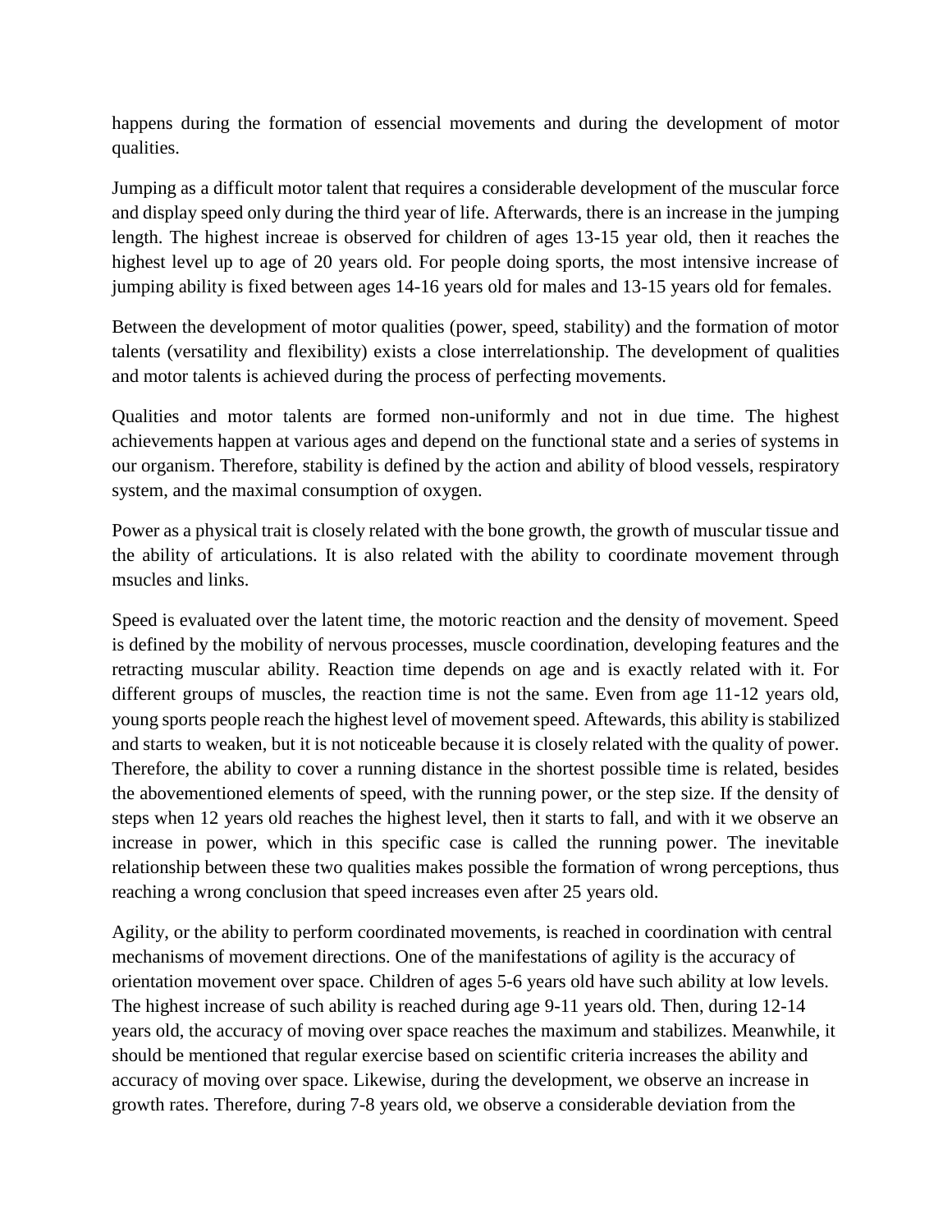happens during the formation of essencial movements and during the development of motor qualities.

Jumping as a difficult motor talent that requires a considerable development of the muscular force and display speed only during the third year of life. Afterwards, there is an increase in the jumping length. The highest increae is observed for children of ages 13-15 year old, then it reaches the highest level up to age of 20 years old. For people doing sports, the most intensive increase of jumping ability is fixed between ages 14-16 years old for males and 13-15 years old for females.

Between the development of motor qualities (power, speed, stability) and the formation of motor talents (versatility and flexibility) exists a close interrelationship. The development of qualities and motor talents is achieved during the process of perfecting movements.

Qualities and motor talents are formed non-uniformly and not in due time. The highest achievements happen at various ages and depend on the functional state and a series of systems in our organism. Therefore, stability is defined by the action and ability of blood vessels, respiratory system, and the maximal consumption of oxygen.

Power as a physical trait is closely related with the bone growth, the growth of muscular tissue and the ability of articulations. It is also related with the ability to coordinate movement through msucles and links.

Speed is evaluated over the latent time, the motoric reaction and the density of movement. Speed is defined by the mobility of nervous processes, muscle coordination, developing features and the retracting muscular ability. Reaction time depends on age and is exactly related with it. For different groups of muscles, the reaction time is not the same. Even from age 11-12 years old, young sports people reach the highest level of movement speed. Aftewards, this ability is stabilized and starts to weaken, but it is not noticeable because it is closely related with the quality of power. Therefore, the ability to cover a running distance in the shortest possible time is related, besides the abovementioned elements of speed, with the running power, or the step size. If the density of steps when 12 years old reaches the highest level, then it starts to fall, and with it we observe an increase in power, which in this specific case is called the running power. The inevitable relationship between these two qualities makes possible the formation of wrong perceptions, thus reaching a wrong conclusion that speed increases even after 25 years old.

Agility, or the ability to perform coordinated movements, is reached in coordination with central mechanisms of movement directions. One of the manifestations of agility is the accuracy of orientation movement over space. Children of ages 5-6 years old have such ability at low levels. The highest increase of such ability is reached during age 9-11 years old. Then, during 12-14 years old, the accuracy of moving over space reaches the maximum and stabilizes. Meanwhile, it should be mentioned that regular exercise based on scientific criteria increases the ability and accuracy of moving over space. Likewise, during the development, we observe an increase in growth rates. Therefore, during 7-8 years old, we observe a considerable deviation from the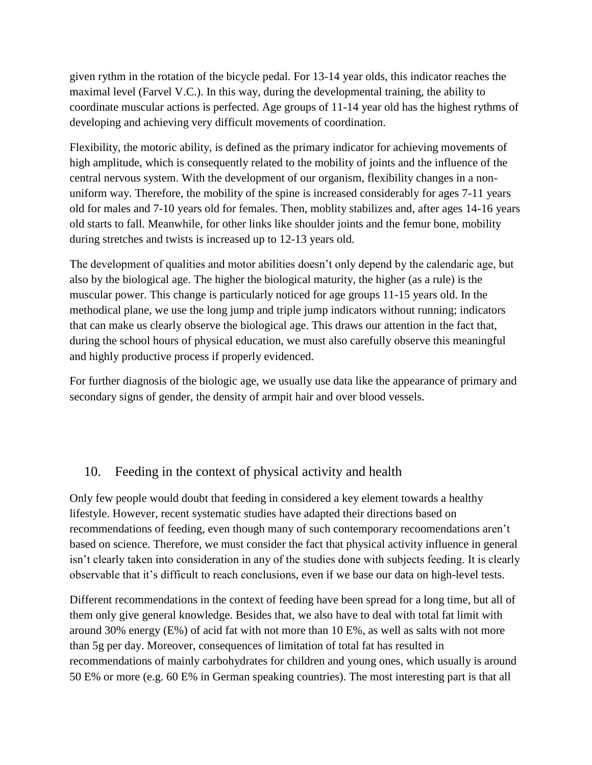given rythm in the rotation of the bicycle pedal. For 13-14 year olds, this indicator reaches the maximal level (Farvel V.C.). In this way, during the developmental training, the ability to coordinate muscular actions is perfected. Age groups of 11-14 year old has the highest rythms of developing and achieving very difficult movements of coordination.

Flexibility, the motoric ability, is defined as the primary indicator for achieving movements of high amplitude, which is consequently related to the mobility of joints and the influence of the central nervous system. With the development of our organism, flexibility changes in a non-uniform way. Therefore, the mobility of the spine is increased considerably for ages 7-11 years old for males and 7-10 years old for females. Then, moblity stabilizes and, after ages 14-16 years old starts to fall. Meanwhile, for other links like shoulder joints and the femur bone, mobility during stretches and twists is increased up to 12-13 years old.

The development of qualities and motor abilities doesn't only depend by the calendaric age, but also by the biological age. The higher the biological maturity, the higher (as a rule) is the muscular power. This change is particularly noticed for age groups 11-15 years old. In the methodical plane, we use the long jump and triple jump indicators without running; indicators that can make us clearly observe the biological age. This draws our attention in the fact that, during the school hours of physical education, we must also carefully observe this meaningful and highly productive process if properly evidenced.

For further diagnosis of the biologic age, we usually use data like the appearance of primary and secondary signs of gender, the density of armpit hair and over blood vessels.

## 10. Feeding in the context of physical activity and health

Only few people would doubt that feeding in considered a key element towards a healthy lifestyle. However, recent systematic studies have adapted their directions based on recommendations of feeding, even though many of such contemporary recoomendations aren't based on science. Therefore, we must consider the fact that physical activity influence in general isn't clearly taken into consideration in any of the studies done with subjects feeding. It is clearly observable that it's difficult to reach conclusions, even if we base our data on high-level tests.

Different recommendations in the context of feeding have been spread for a long time, but all of them only give general knowledge. Besides that, we also have to deal with total fat limit with around 30% energy (E%) of acid fat with not more than 10 E%, as well as salts with not more than 5g per day. Moreover, consequences of limitation of total fat has resulted in recommendations of mainly carbohydrates for children and young ones, which usually is around 50 E% or more (e.g. 60 E% in German speaking countries). The most interesting part is that all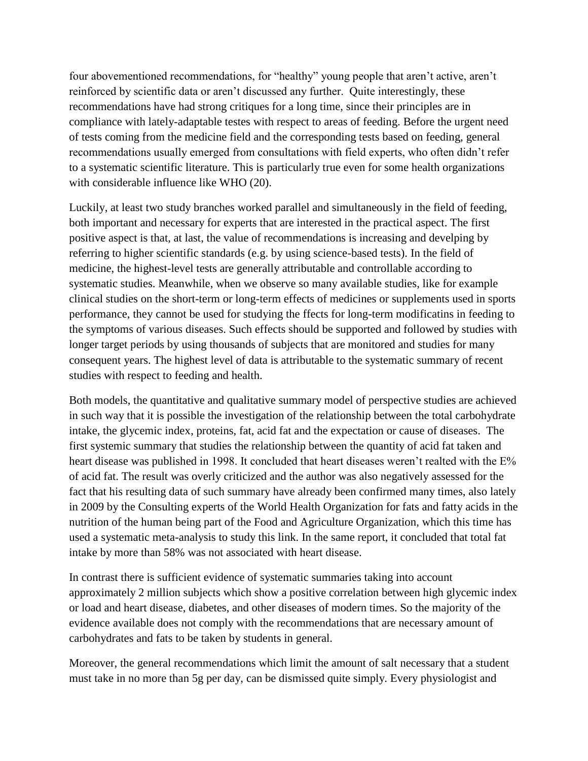four abovementioned recommendations, for “healthy” young people that aren’t active, aren’t reinforced by scientific data or aren’t discussed any further. Quite interestingly, these recommendations have had strong critiques for a long time, since their principles are in compliance with lately-adaptable testes with respect to areas of feeding. Before the urgent need of tests coming from the medicine field and the corresponding tests based on feeding, general recommendations usually emerged from consultations with field experts, who often didn’t refer to a systematic scientific literature. This is particularly true even for some health organizations with considerable influence like WHO (20).

Luckily, at least two study branches worked parallel and simultaneously in the field of feeding, both important and necessary for experts that are interested in the practical aspect. The first positive aspect is that, at last, the value of recommendations is increasing and develping by referring to higher scientific standards (e.g. by using science-based tests). In the field of medicine, the highest-level tests are generally attributable and controllable according to systematic studies. Meanwhile, when we observe so many available studies, like for example clinical studies on the short-term or long-term effects of medicines or supplements used in sports performance, they cannot be used for studying the ffects for long-term modificatins in feeding to the symptoms of various diseases. Such effects should be supported and followed by studies with longer target periods by using thousands of subjects that are monitored and studies for many consequent years. The highest level of data is attributable to the systematic summary of recent studies with respect to feeding and health.

Both models, the quantitative and qualitative summary model of perspective studies are achieved in such way that it is possible the investigation of the relationship between the total carbohydrate intake, the glycemic index, proteins, fat, acid fat and the expectation or cause of diseases. The first systemic summary that studies the relationship between the quantity of acid fat taken and heart disease was published in 1998. It concluded that heart diseases weren’t realted with the E% of acid fat. The result was overly criticized and the author was also negatively assessed for the fact that his resulting data of such summary have already been confirmed many times, also lately in 2009 by the Consulting experts of the World Health Organization for fats and fatty acids in the nutrition of the human being part of the Food and Agriculture Organization, which this time has used a systematic meta-analysis to study this link. In the same report, it concluded that total fat intake by more than 58% was not associated with heart disease.

In contrast there is sufficient evidence of systematic summaries taking into account approximately 2 million subjects which show a positive correlation between high glycemic index or load and heart disease, diabetes, and other diseases of modern times. So the majority of the evidence available does not comply with the recommendations that are necessary amount of carbohydrates and fats to be taken by students in general.

Moreover, the general recommendations which limit the amount of salt necessary that a student must take in no more than 5g per day, can be dismissed quite simply. Every physiologist and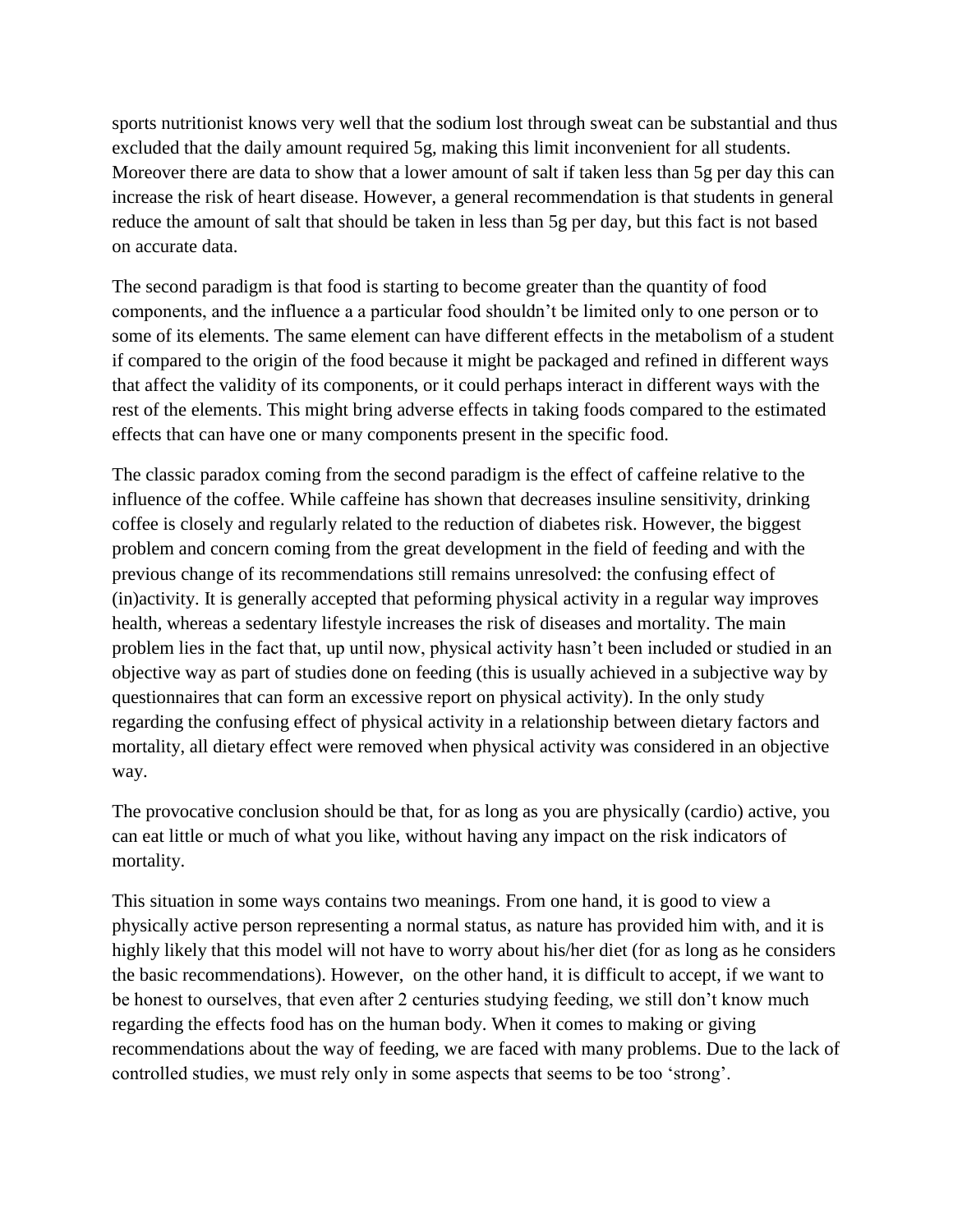sports nutritionist knows very well that the sodium lost through sweat can be substantial and thus excluded that the daily amount required 5g, making this limit inconvenient for all students. Moreover there are data to show that a lower amount of salt if taken less than 5g per day this can increase the risk of heart disease. However, a general recommendation is that students in general reduce the amount of salt that should be taken in less than 5g per day, but this fact is not based on accurate data.

The second paradigm is that food is starting to become greater than the quantity of food components, and the influence a a particular food shouldn't be limited only to one person or to some of its elements. The same element can have different effects in the metabolism of a student if compared to the origin of the food because it might be packaged and refined in different ways that affect the validity of its components, or it could perhaps interact in different ways with the rest of the elements. This might bring adverse effects in taking foods compared to the estimated effects that can have one or many components present in the specific food.

The classic paradox coming from the second paradigm is the effect of caffeine relative to the influence of the coffee. While caffeine has shown that decreases insuline sensitivity, drinking coffee is closely and regularly related to the reduction of diabetes risk. However, the biggest problem and concern coming from the great development in the field of feeding and with the previous change of its recommendations still remains unresolved: the confusing effect of (in)activity. It is generally accepted that peforming physical activity in a regular way improves health, whereas a sedentary lifestyle increases the risk of diseases and mortality. The main problem lies in the fact that, up until now, physical activity hasn't been included or studied in an objective way as part of studies done on feeding (this is usually achieved in a subjective way by questionnaires that can form an excessive report on physical activity). In the only study regarding the confusing effect of physical activity in a relationship between dietary factors and mortality, all dietary effect were removed when physical activity was considered in an objective way.

The provocative conclusion should be that, for as long as you are physically (cardio) active, you can eat little or much of what you like, without having any impact on the risk indicators of mortality.

This situation in some ways contains two meanings. From one hand, it is good to view a physically active person representing a normal status, as nature has provided him with, and it is highly likely that this model will not have to worry about his/her diet (for as long as he considers the basic recommendations). However, on the other hand, it is difficult to accept, if we want to be honest to ourselves, that even after 2 centuries studying feeding, we still don't know much regarding the effects food has on the human body. When it comes to making or giving recommendations about the way of feeding, we are faced with many problems. Due to the lack of controlled studies, we must rely only in some aspects that seems to be too 'strong'.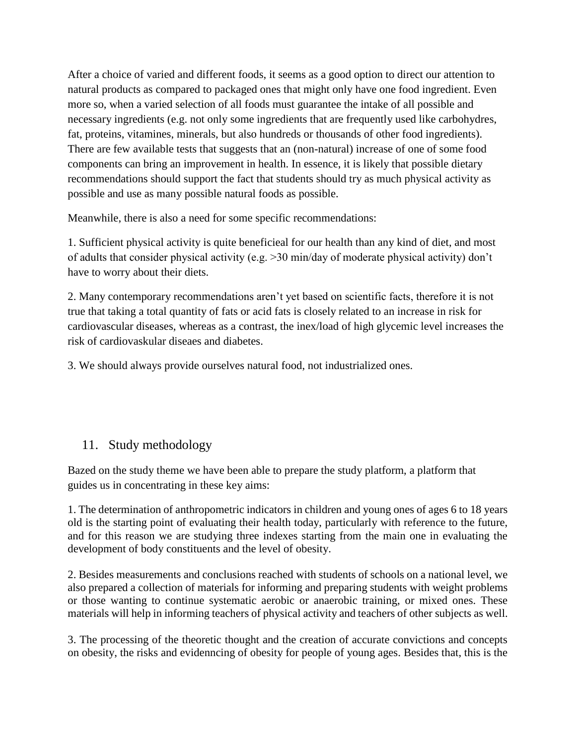After a choice of varied and different foods, it seems as a good option to direct our attention to natural products as compared to packaged ones that might only have one food ingredient. Even more so, when a varied selection of all foods must guarantee the intake of all possible and necessary ingredients (e.g. not only some ingredients that are frequently used like carbohydres, fat, proteins, vitamines, minerals, but also hundreds or thousands of other food ingredients). There are few available tests that suggests that an (non-natural) increase of one of some food components can bring an improvement in health. In essence, it is likely that possible dietary recommendations should support the fact that students should try as much physical activity as possible and use as many possible natural foods as possible.

Meanwhile, there is also a need for some specific recommendations:

1. Sufficient physical activity is quite beneficieal for our health than any kind of diet, and most of adults that consider physical activity (e.g. >30 min/day of moderate physical activity) don't have to worry about their diets.

2. Many contemporary recommendations aren't yet based on scientific facts, therefore it is not true that taking a total quantity of fats or acid fats is closely related to an increase in risk for cardiovascular diseases, whereas as a contrast, the inex/load of high glycemic level increases the risk of cardiovaskular diseaes and diabetes.

3. We should always provide ourselves natural food, not industrialized ones.

## 11. Study methodology

Bazed on the study theme we have been able to prepare the study platform, a platform that guides us in concentrating in these key aims:

1. The determination of anthropometric indicators in children and young ones of ages 6 to 18 years old is the starting point of evaluating their health today, particularly with reference to the future, and for this reason we are studying three indexes starting from the main one in evaluating the development of body constituents and the level of obesity.

2. Besides measurements and conclusions reached with students of schools on a national level, we also prepared a collection of materials for informing and preparing students with weight problems or those wanting to continue systematic aerobic or anaerobic training, or mixed ones. These materials will help in informing teachers of physical activity and teachers of other subjects as well.

3. The processing of the theoretic thought and the creation of accurate convictions and concepts on obesity, the risks and evidenncing of obesity for people of young ages. Besides that, this is the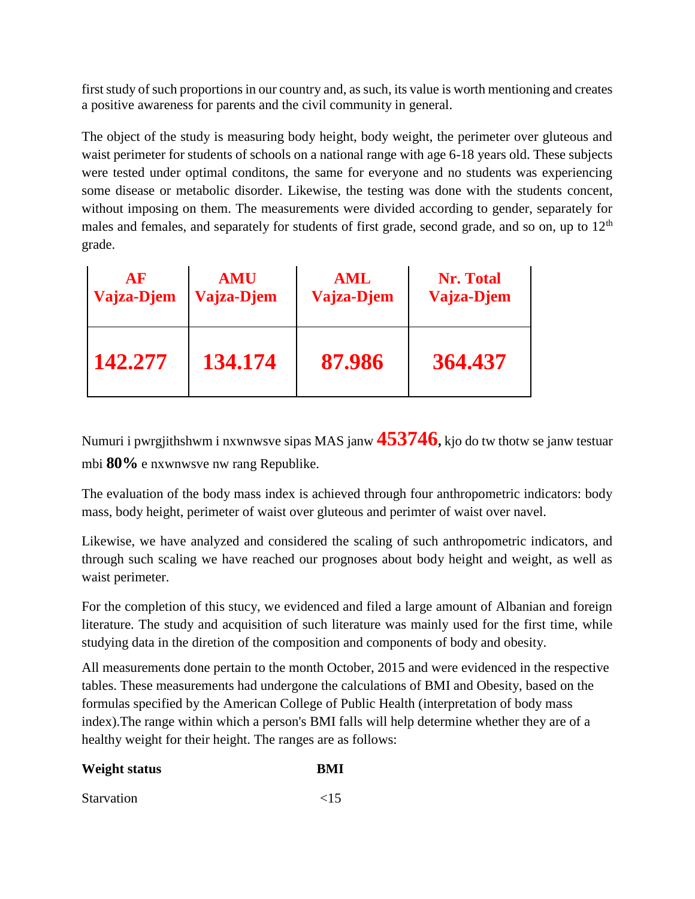first study of such proportions in our country and, as such, its value is worth mentioning and creates a positive awareness for parents and the civil community in general.

The object of the study is measuring body height, body weight, the perimeter over gluteous and waist perimeter for students of schools on a national range with age 6-18 years old. These subjects were tested under optimal conditons, the same for everyone and no students was experiencing some disease or metabolic disorder. Likewise, the testing was done with the students concent, without imposing on them. The measurements were divided according to gender, separately for males and females, and separately for students of first grade, second grade, and so on, up to 12th grade.

| **AF Vajza-Djem** | **AMU Vajza-Djem** | **AML Vajza-Djem** | **Nr. Total Vajza-Djem** |
|---|---|---|---|
| **142.277** | **134.174** | **87.986** | **364.437** |

Numuri i pwrgjithshwm i nxwnwsve sipas MAS janw **453746**, kjo do tw thotw se janw testuar mbi **80%** e nxwnwsve nw rang Republike.

The evaluation of the body mass index is achieved through four anthropometric indicators: body mass, body height, perimeter of waist over gluteous and perimter of waist over navel.

Likewise, we have analyzed and considered the scaling of such anthropometric indicators, and through such scaling we have reached our prognoses about body height and weight, as well as waist perimeter.

For the completion of this stucy, we evidenced and filed a large amount of Albanian and foreign literature. The study and acquisition of such literature was mainly used for the first time, while studying data in the diretion of the composition and components of body and obesity.

All measurements done pertain to the month October, 2015 and were evidenced in the respective tables. These measurements had undergone the calculations of BMI and Obesity, based on the formulas specified by the American College of Public Health (interpretation of body mass index).The range within which a person's BMI falls will help determine whether they are of a healthy weight for their height. The ranges are as follows:

| **Weight status** | **BMI** |
|---|---|
| Starvation | <15 |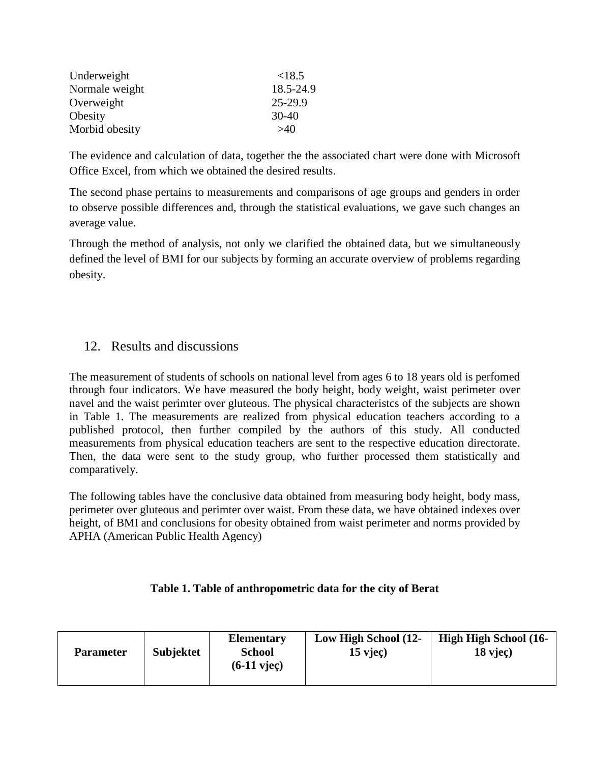| | |
|---|---|
| Underweight | <18.5 |
| Normale weight | 18.5-24.9 |
| Overweight | 25-29.9 |
| Obesity | 30-40 |
| Morbid obesity | >40 |

The evidence and calculation of data, together the the associated chart were done with Microsoft Office Excel, from which we obtained the desired results.

The second phase pertains to measurements and comparisons of age groups and genders in order to observe possible differences and, through the statistical evaluations, we gave such changes an average value.

Through the method of analysis, not only we clarified the obtained data, but we simultaneously defined the level of BMI for our subjects by forming an accurate overview of problems regarding obesity.

## 12. Results and discussions

The measurement of students of schools on national level from ages 6 to 18 years old is perfomed through four indicators. We have measured the body height, body weight, waist perimeter over navel and the waist perimter over gluteous. The physical characteristcs of the subjects are shown in Table 1. The measurements are realized from physical education teachers according to a published protocol, then further compiled by the authors of this study. All conducted measurements from physical education teachers are sent to the respective education directorate. Then, the data were sent to the study group, who further processed them statistically and comparatively.

The following tables have the conclusive data obtained from measuring body height, body mass, perimeter over gluteous and perimter over waist. From these data, we have obtained indexes over height, of BMI and conclusions for obesity obtained from waist perimeter and norms provided by APHA (American Public Health Agency)

**Table 1. Table of anthropometric data for the city of Berat**

| Parameter | Subjektet | Elementary School (6-11 vjeç) | Low High School (12-15 vjeç) | High High School (16-18 vjeç) |
|---|---|---|---|---|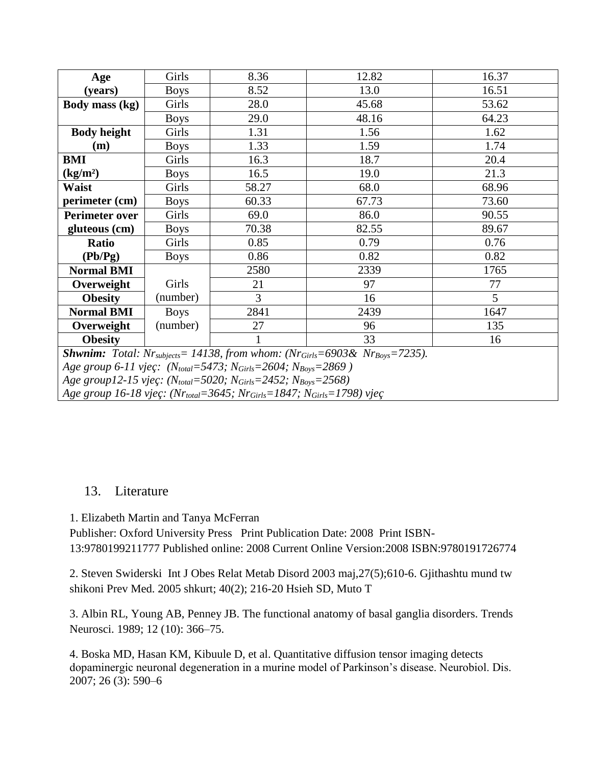| Age (years) | Girls | 8.36 | 12.82 | 16.37 |
|---|---|---|---|---|
| | Boys | 8.52 | 13.0 | 16.51 |
| **Body mass (kg)** | Girls | 28.0 | 45.68 | 53.62 |
| | Boys | 29.0 | 48.16 | 64.23 |
| **Body height (m)** | Girls | 1.31 | 1.56 | 1.62 |
| | Boys | 1.33 | 1.59 | 1.74 |
| **BMI ($kg/m^2$)** | Girls | 16.3 | 18.7 | 20.4 |
| | Boys | 16.5 | 19.0 | 21.3 |
| **Waist perimeter (cm)** | Girls | 58.27 | 68.0 | 68.96 |
| | Boys | 60.33 | 67.73 | 73.60 |
| **Perimeter over gluteous (cm)** | Girls | 69.0 | 86.0 | 90.55 |
| | Boys | 70.38 | 82.55 | 89.67 |
| **Ratio (Pb/Pg)** | Girls | 0.85 | 0.79 | 0.76 |
| | Boys | 0.86 | 0.82 | 0.82 |
| **Normal BMI** | Girls (number) | 2580 | 2339 | 1765 |
| **Overweight** | | 21 | 97 | 77 |
| **Obesity** | | 3 | 16 | 5 |
| **Normal BMI** | Boys (number) | 2841 | 2439 | 1647 |
| **Overweight** | | 27 | 96 | 135 |
| **Obesity** | | 1 | 33 | 16 |

***Shwnim:*** *Total: $Nr_{subjects}$= 14138, from whom: ($Nr_{Girls}$=6903& $Nr_{Boys}$=7235).*
*Age group 6-11 vjeç: ($N_{total}$=5473; $N_{Girls}$=2604; $N_{Boys}$=2869 )*
*Age group12-15 vjeç: ($N_{total}$=5020; $N_{Girls}$=2452; $N_{Boys}$=2568)*
*Age group 16-18 vjeç: ($Nr_{total}$=3645; $Nr_{Girls}$=1847; $N_{Girls}$=1798) vjeç*

## 13. Literature

1. Elizabeth Martin and Tanya McFerran
Publisher: Oxford University Press Print Publication Date: 2008 Print ISBN-13:9780199211777 Published online: 2008 Current Online Version:2008 ISBN:9780191726774

2. Steven Swiderski Int J Obes Relat Metab Disord 2003 maj,27(5);610-6. Gjithashtu mund tw shikoni Prev Med. 2005 shkurt; 40(2); 216-20 Hsieh SD, Muto T

3. Albin RL, Young AB, Penney JB. The functional anatomy of basal ganglia disorders. Trends Neurosci. 1989; 12 (10): 366–75.

4. Boska MD, Hasan KM, Kibuule D, et al. Quantitative diffusion tensor imaging detects dopaminergic neuronal degeneration in a murine model of Parkinson's disease. Neurobiol. Dis. 2007; 26 (3): 590–6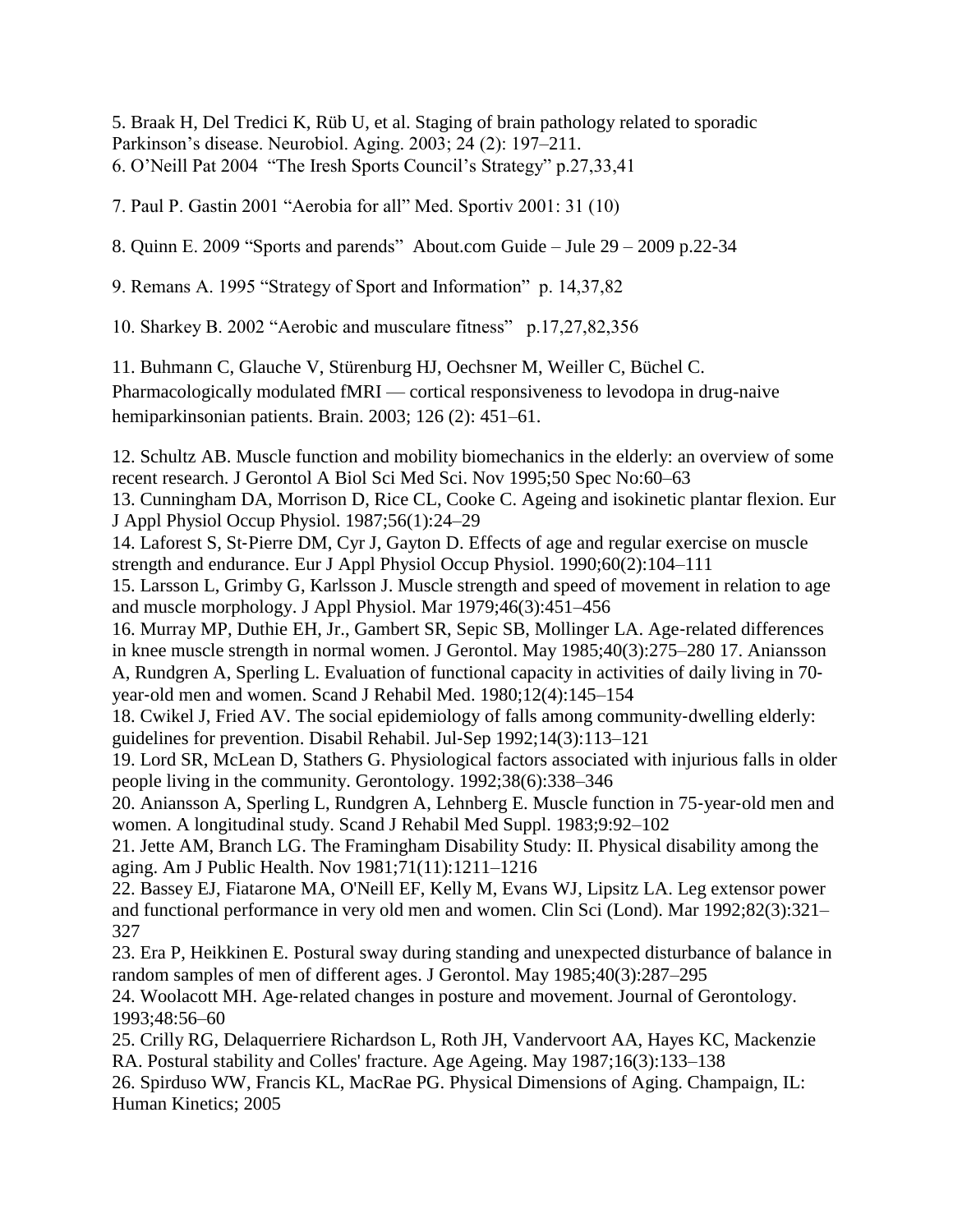5. Braak H, Del Tredici K, Rüb U, et al. Staging of brain pathology related to sporadic Parkinson's disease. Neurobiol. Aging. 2003; 24 (2): 197–211.

6. O'Neill Pat 2004 "The Iresh Sports Council's Strategy" p.27,33,41

7. Paul P. Gastin 2001 "Aerobia for all" Med. Sportiv 2001: 31 (10)

8. Quinn E. 2009 "Sports and parends" About.com Guide – Jule 29 – 2009 p.22-34

9. Remans A. 1995 "Strategy of Sport and Information" p. 14,37,82

10. Sharkey B. 2002 "Aerobic and musculare fitness" p.17,27,82,356

11. Buhmann C, Glauche V, Stürenburg HJ, Oechsner M, Weiller C, Büchel C. Pharmacologically modulated fMRI — cortical responsiveness to levodopa in drug-naive hemiparkinsonian patients. Brain. 2003; 126 (2): 451–61.

12. Schultz AB. Muscle function and mobility biomechanics in the elderly: an overview of some recent research. J Gerontol A Biol Sci Med Sci. Nov 1995;50 Spec No:60–63

13. Cunningham DA, Morrison D, Rice CL, Cooke C. Ageing and isokinetic plantar flexion. Eur J Appl Physiol Occup Physiol. 1987;56(1):24–29

14. Laforest S, St-Pierre DM, Cyr J, Gayton D. Effects of age and regular exercise on muscle strength and endurance. Eur J Appl Physiol Occup Physiol. 1990;60(2):104–111

15. Larsson L, Grimby G, Karlsson J. Muscle strength and speed of movement in relation to age and muscle morphology. J Appl Physiol. Mar 1979;46(3):451–456

16. Murray MP, Duthie EH, Jr., Gambert SR, Sepic SB, Mollinger LA. Age-related differences in knee muscle strength in normal women. J Gerontol. May 1985;40(3):275–280 17. Aniansson A, Rundgren A, Sperling L. Evaluation of functional capacity in activities of daily living in 70-year-old men and women. Scand J Rehabil Med. 1980;12(4):145–154

18. Cwikel J, Fried AV. The social epidemiology of falls among community-dwelling elderly: guidelines for prevention. Disabil Rehabil. Jul-Sep 1992;14(3):113–121

19. Lord SR, McLean D, Stathers G. Physiological factors associated with injurious falls in older people living in the community. Gerontology. 1992;38(6):338–346

20. Aniansson A, Sperling L, Rundgren A, Lehnberg E. Muscle function in 75-year-old men and women. A longitudinal study. Scand J Rehabil Med Suppl. 1983;9:92–102

21. Jette AM, Branch LG. The Framingham Disability Study: II. Physical disability among the aging. Am J Public Health. Nov 1981;71(11):1211–1216

22. Bassey EJ, Fiatarone MA, O'Neill EF, Kelly M, Evans WJ, Lipsitz LA. Leg extensor power and functional performance in very old men and women. Clin Sci (Lond). Mar 1992;82(3):321–327

23. Era P, Heikkinen E. Postural sway during standing and unexpected disturbance of balance in random samples of men of different ages. J Gerontol. May 1985;40(3):287–295

24. Woolacott MH. Age-related changes in posture and movement. Journal of Gerontology. 1993;48:56–60

25. Crilly RG, Delaquerriere Richardson L, Roth JH, Vandervoort AA, Hayes KC, Mackenzie RA. Postural stability and Colles' fracture. Age Ageing. May 1987;16(3):133–138

26. Spirduso WW, Francis KL, MacRae PG. Physical Dimensions of Aging. Champaign, IL: Human Kinetics; 2005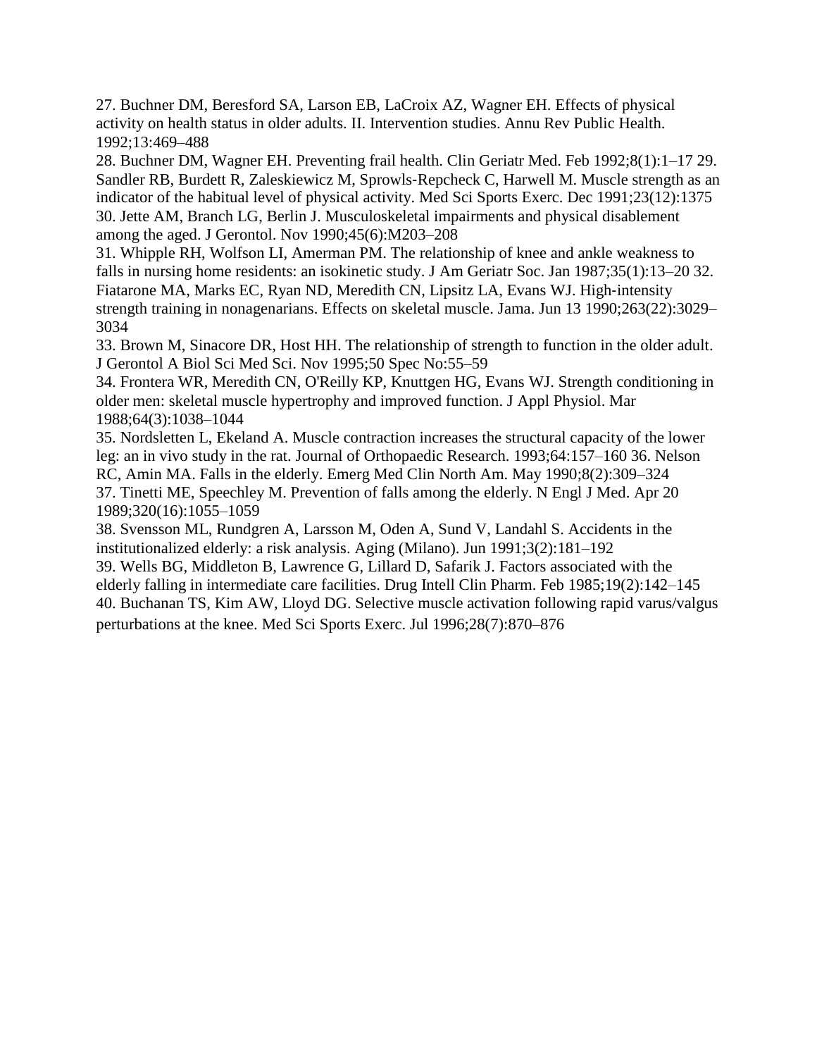27. Buchner DM, Beresford SA, Larson EB, LaCroix AZ, Wagner EH. Effects of physical activity on health status in older adults. II. Intervention studies. Annu Rev Public Health. 1992;13:469–488

28. Buchner DM, Wagner EH. Preventing frail health. Clin Geriatr Med. Feb 1992;8(1):1–17

29. Sandler RB, Burdett R, Zaleskiewicz M, Sprowls-Repcheck C, Harwell M. Muscle strength as an indicator of the habitual level of physical activity. Med Sci Sports Exerc. Dec 1991;23(12):1375

30. Jette AM, Branch LG, Berlin J. Musculoskeletal impairments and physical disablement among the aged. J Gerontol. Nov 1990;45(6):M203–208

31. Whipple RH, Wolfson LI, Amerman PM. The relationship of knee and ankle weakness to falls in nursing home residents: an isokinetic study. J Am Geriatr Soc. Jan 1987;35(1):13–20

32. Fiatarone MA, Marks EC, Ryan ND, Meredith CN, Lipsitz LA, Evans WJ. High-intensity strength training in nonagenarians. Effects on skeletal muscle. Jama. Jun 13 1990;263(22):3029–3034

33. Brown M, Sinacore DR, Host HH. The relationship of strength to function in the older adult. J Gerontol A Biol Sci Med Sci. Nov 1995;50 Spec No:55–59

34. Frontera WR, Meredith CN, O'Reilly KP, Knuttgen HG, Evans WJ. Strength conditioning in older men: skeletal muscle hypertrophy and improved function. J Appl Physiol. Mar 1988;64(3):1038–1044

35. Nordsletten L, Ekeland A. Muscle contraction increases the structural capacity of the lower leg: an in vivo study in the rat. Journal of Orthopaedic Research. 1993;64:157–160

36. Nelson RC, Amin MA. Falls in the elderly. Emerg Med Clin North Am. May 1990;8(2):309–324

37. Tinetti ME, Speechley M. Prevention of falls among the elderly. N Engl J Med. Apr 20 1989;320(16):1055–1059

38. Svensson ML, Rundgren A, Larsson M, Oden A, Sund V, Landahl S. Accidents in the institutionalized elderly: a risk analysis. Aging (Milano). Jun 1991;3(2):181–192

39. Wells BG, Middleton B, Lawrence G, Lillard D, Safarik J. Factors associated with the elderly falling in intermediate care facilities. Drug Intell Clin Pharm. Feb 1985;19(2):142–145

40. Buchanan TS, Kim AW, Lloyd DG. Selective muscle activation following rapid varus/valgus perturbations at the knee. Med Sci Sports Exerc. Jul 1996;28(7):870–876